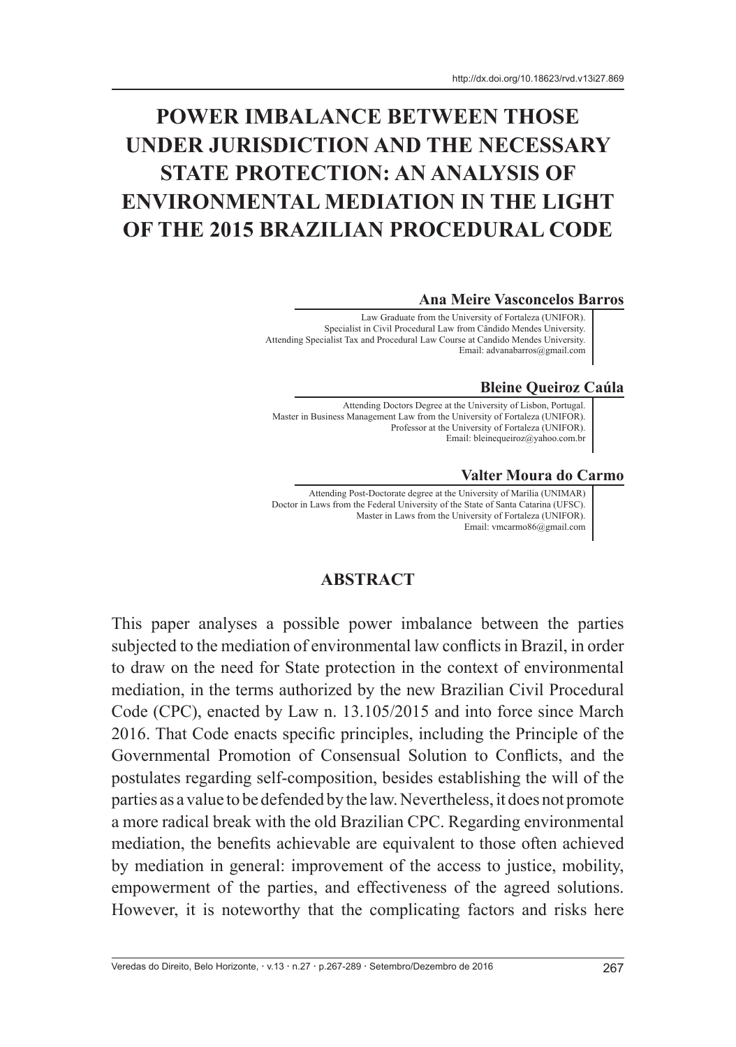http://dx.doi.org/10.18623/rvd.v13i27.869

# POWER IMBALANCE BETWEEN THOSE UNDER JURISDICTION AND THE NECESSARY STATE PROTECTION: AN ANALYSIS OF ENVIRONMENTAL MEDIATION IN THE LIGHT OF THE 2015 BRAZILIAN PROCEDURAL CODE

**Ana Meire Vasconcelos Barros**

Law Graduate from the University of Fortaleza (UNIFOR).
Specialist in Civil Procedural Law from Cândido Mendes University.
Attending Specialist Tax and Procedural Law Course at Candido Mendes University.
Email: advanabarros@gmail.com

**Bleine Queiroz Caúla**

Attending Doctors Degree at the University of Lisbon, Portugal.
Master in Business Management Law from the University of Fortaleza (UNIFOR).
Professor at the University of Fortaleza (UNIFOR).
Email: bleinequeiroz@yahoo.com.br

**Valter Moura do Carmo**

Attending Post-Doctorate degree at the University of Marilia (UNIMAR)
Doctor in Laws from the Federal University of the State of Santa Catarina (UFSC).
Master in Laws from the University of Fortaleza (UNIFOR).
Email: vmcarmo86@gmail.com

## ABSTRACT

This paper analyses a possible power imbalance between the parties subjected to the mediation of environmental law conflicts in Brazil, in order to draw on the need for State protection in the context of environmental mediation, in the terms authorized by the new Brazilian Civil Procedural Code (CPC), enacted by Law n. 13.105/2015 and into force since March 2016. That Code enacts specific principles, including the Principle of the Governmental Promotion of Consensual Solution to Conflicts, and the postulates regarding self-composition, besides establishing the will of the parties as a value to be defended by the law. Nevertheless, it does not promote a more radical break with the old Brazilian CPC. Regarding environmental mediation, the benefits achievable are equivalent to those often achieved by mediation in general: improvement of the access to justice, mobility, empowerment of the parties, and effectiveness of the agreed solutions. However, it is noteworthy that the complicating factors and risks here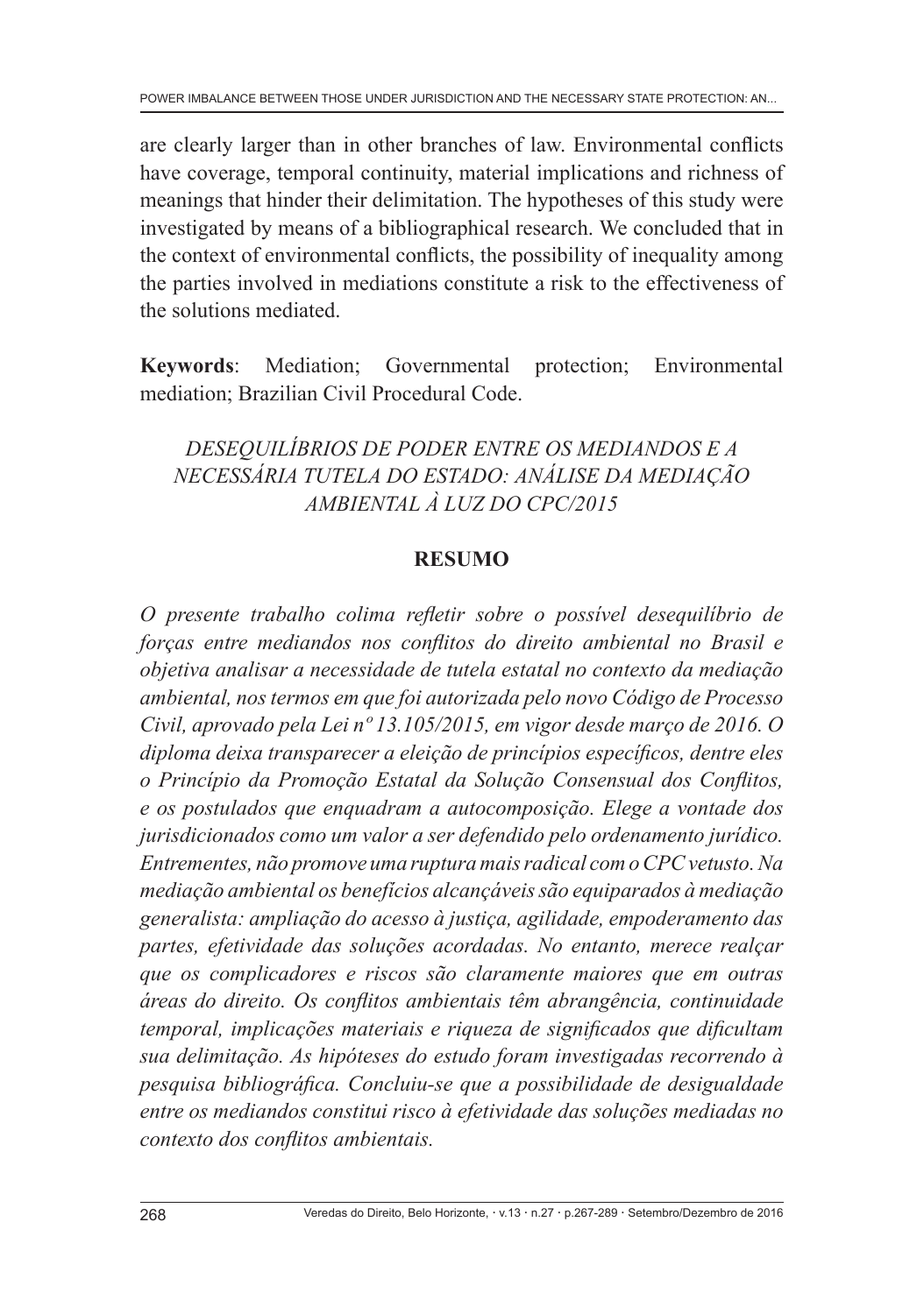are clearly larger than in other branches of law. Environmental conflicts have coverage, temporal continuity, material implications and richness of meanings that hinder their delimitation. The hypotheses of this study were investigated by means of a bibliographical research. We concluded that in the context of environmental conflicts, the possibility of inequality among the parties involved in mediations constitute a risk to the effectiveness of the solutions mediated.

**Keywords**: Mediation; Governmental protection; Environmental mediation; Brazilian Civil Procedural Code.

## *DESEQUILÍBRIOS DE PODER ENTRE OS MEDIANDOS E A NECESSÁRIA TUTELA DO ESTADO: ANÁLISE DA MEDIAÇÃO AMBIENTAL À LUZ DO CPC/2015*

### RESUMO

*O presente trabalho colima refletir sobre o possível desequilíbrio de forças entre mediandos nos conflitos do direito ambiental no Brasil e objetiva analisar a necessidade de tutela estatal no contexto da mediação ambiental, nos termos em que foi autorizada pelo novo Código de Processo Civil, aprovado pela Lei nº 13.105/2015, em vigor desde março de 2016. O diploma deixa transparecer a eleição de princípios específicos, dentre eles o Princípio da Promoção Estatal da Solução Consensual dos Conflitos, e os postulados que enquadram a autocomposição. Elege a vontade dos jurisdicionados como um valor a ser defendido pelo ordenamento jurídico. Entrementes, não promove uma ruptura mais radical com o CPC vetusto. Na mediação ambiental os benefícios alcançáveis são equiparados à mediação generalista: ampliação do acesso à justiça, agilidade, empoderamento das partes, efetividade das soluções acordadas. No entanto, merece realçar que os complicadores e riscos são claramente maiores que em outras áreas do direito. Os conflitos ambientais têm abrangência, continuidade temporal, implicações materiais e riqueza de significados que dificultam sua delimitação. As hipóteses do estudo foram investigadas recorrendo à pesquisa bibliográfica. Concluiu-se que a possibilidade de desigualdade entre os mediandos constitui risco à efetividade das soluções mediadas no contexto dos conflitos ambientais.*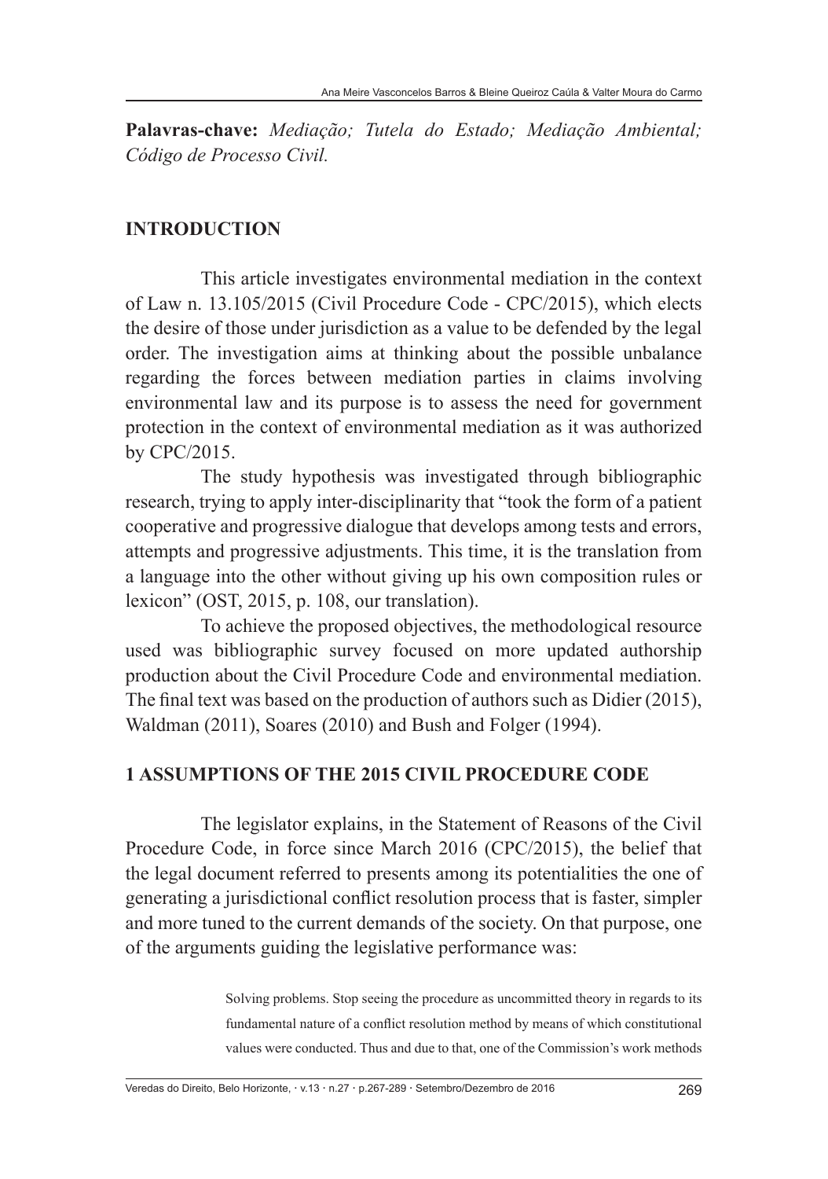**Palavras-chave:** *Mediação; Tutela do Estado; Mediação Ambiental; Código de Processo Civil.*

## INTRODUCTION

This article investigates environmental mediation in the context of Law n. 13.105/2015 (Civil Procedure Code - CPC/2015), which elects the desire of those under jurisdiction as a value to be defended by the legal order. The investigation aims at thinking about the possible unbalance regarding the forces between mediation parties in claims involving environmental law and its purpose is to assess the need for government protection in the context of environmental mediation as it was authorized by CPC/2015.

The study hypothesis was investigated through bibliographic research, trying to apply inter-disciplinarity that "took the form of a patient cooperative and progressive dialogue that develops among tests and errors, attempts and progressive adjustments. This time, it is the translation from a language into the other without giving up his own composition rules or lexicon" (OST, 2015, p. 108, our translation).

To achieve the proposed objectives, the methodological resource used was bibliographic survey focused on more updated authorship production about the Civil Procedure Code and environmental mediation. The final text was based on the production of authors such as Didier (2015), Waldman (2011), Soares (2010) and Bush and Folger (1994).

## 1 ASSUMPTIONS OF THE 2015 CIVIL PROCEDURE CODE

The legislator explains, in the Statement of Reasons of the Civil Procedure Code, in force since March 2016 (CPC/2015), the belief that the legal document referred to presents among its potentialities the one of generating a jurisdictional conflict resolution process that is faster, simpler and more tuned to the current demands of the society. On that purpose, one of the arguments guiding the legislative performance was:

> Solving problems. Stop seeing the procedure as uncommitted theory in regards to its fundamental nature of a conflict resolution method by means of which constitutional values were conducted. Thus and due to that, one of the Commission's work methods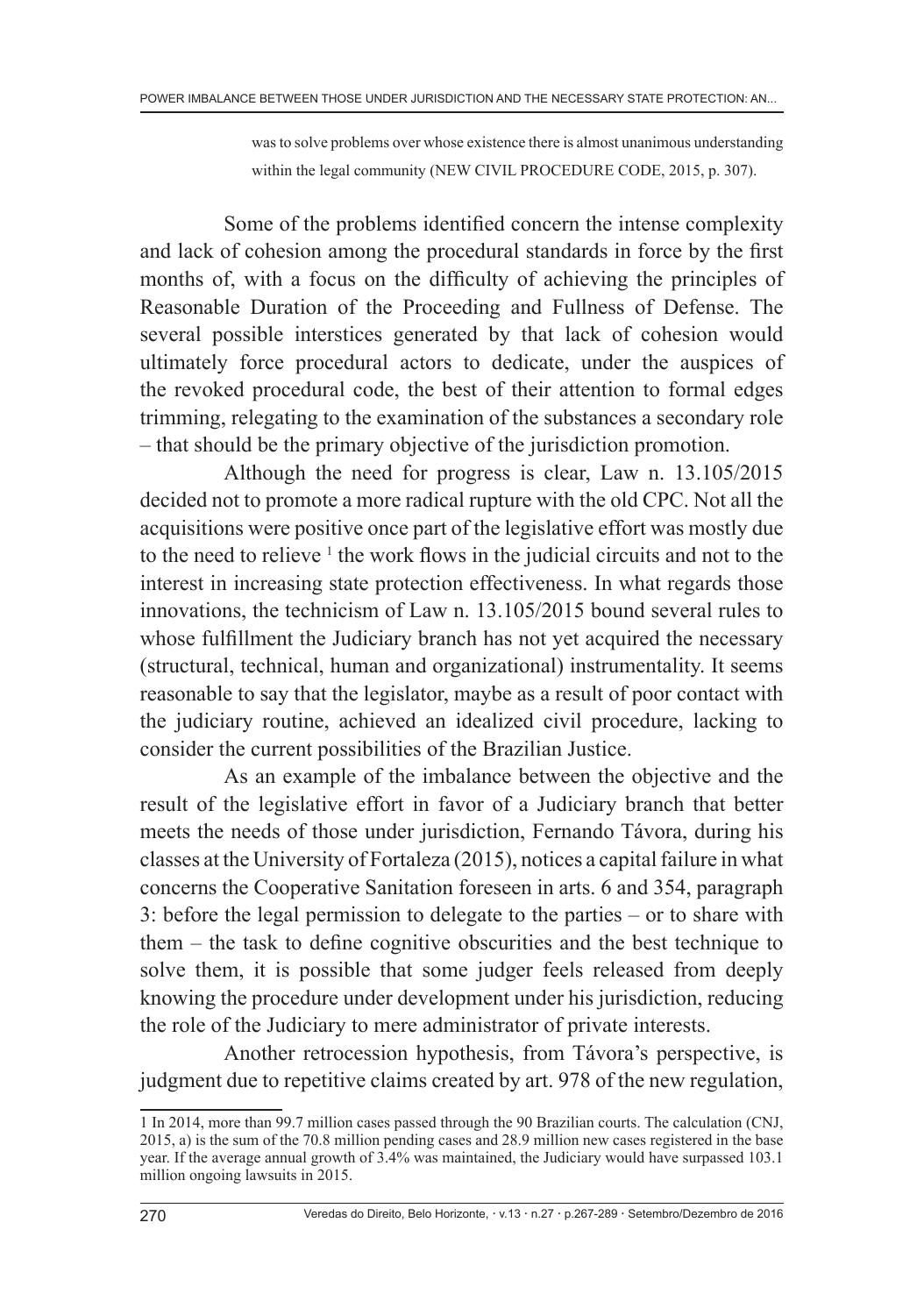> was to solve problems over whose existence there is almost unanimous understanding within the legal community (NEW CIVIL PROCEDURE CODE, 2015, p. 307).

Some of the problems identified concern the intense complexity and lack of cohesion among the procedural standards in force by the first months of, with a focus on the difficulty of achieving the principles of Reasonable Duration of the Proceeding and Fullness of Defense. The several possible interstices generated by that lack of cohesion would ultimately force procedural actors to dedicate, under the auspices of the revoked procedural code, the best of their attention to formal edges trimming, relegating to the examination of the substances a secondary role – that should be the primary objective of the jurisdiction promotion.

Although the need for progress is clear, Law n. 13.105/2015 decided not to promote a more radical rupture with the old CPC. Not all the acquisitions were positive once part of the legislative effort was mostly due to the need to relieve [1] the work flows in the judicial circuits and not to the interest in increasing state protection effectiveness. In what regards those innovations, the technicism of Law n. 13.105/2015 bound several rules to whose fulfillment the Judiciary branch has not yet acquired the necessary (structural, technical, human and organizational) instrumentality. It seems reasonable to say that the legislator, maybe as a result of poor contact with the judiciary routine, achieved an idealized civil procedure, lacking to consider the current possibilities of the Brazilian Justice.

As an example of the imbalance between the objective and the result of the legislative effort in favor of a Judiciary branch that better meets the needs of those under jurisdiction, Fernando Távora, during his classes at the University of Fortaleza (2015), notices a capital failure in what concerns the Cooperative Sanitation foreseen in arts. 6 and 354, paragraph 3: before the legal permission to delegate to the parties – or to share with them – the task to define cognitive obscurities and the best technique to solve them, it is possible that some judger feels released from deeply knowing the procedure under development under his jurisdiction, reducing the role of the Judiciary to mere administrator of private interests.

Another retrocession hypothesis, from Távora's perspective, is judgment due to repetitive claims created by art. 978 of the new regulation,

---

1 In 2014, more than 99.7 million cases passed through the 90 Brazilian courts. The calculation (CNJ, 2015, a) is the sum of the 70.8 million pending cases and 28.9 million new cases registered in the base year. If the average annual growth of 3.4% was maintained, the Judiciary would have surpassed 103.1 million ongoing lawsuits in 2015.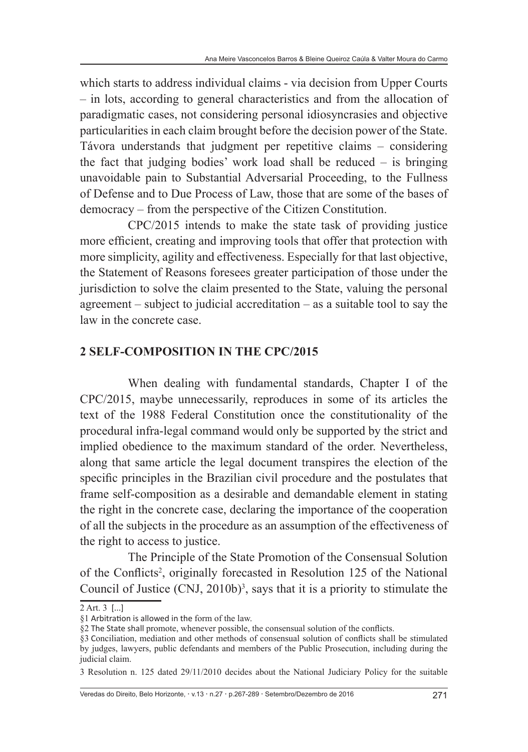which starts to address individual claims - via decision from Upper Courts – in lots, according to general characteristics and from the allocation of paradigmatic cases, not considering personal idiosyncrasies and objective particularities in each claim brought before the decision power of the State. Távora understands that judgment per repetitive claims – considering the fact that judging bodies' work load shall be reduced – is bringing unavoidable pain to Substantial Adversarial Proceeding, to the Fullness of Defense and to Due Process of Law, those that are some of the bases of democracy – from the perspective of the Citizen Constitution.

CPC/2015 intends to make the state task of providing justice more efficient, creating and improving tools that offer that protection with more simplicity, agility and effectiveness. Especially for that last objective, the Statement of Reasons foresees greater participation of those under the jurisdiction to solve the claim presented to the State, valuing the personal agreement – subject to judicial accreditation – as a suitable tool to say the law in the concrete case.

## 2 SELF-COMPOSITION IN THE CPC/2015

When dealing with fundamental standards, Chapter I of the CPC/2015, maybe unnecessarily, reproduces in some of its articles the text of the 1988 Federal Constitution once the constitutionality of the procedural infra-legal command would only be supported by the strict and implied obedience to the maximum standard of the order. Nevertheless, along that same article the legal document transpires the election of the specific principles in the Brazilian civil procedure and the postulates that frame self-composition as a desirable and demandable element in stating the right in the concrete case, declaring the importance of the cooperation of all the subjects in the procedure as an assumption of the effectiveness of the right to access to justice.

The Principle of the State Promotion of the Consensual Solution of the Conflicts[2], originally forecasted in Resolution 125 of the National Council of Justice (CNJ, 2010b)[3], says that it is a priority to stimulate the

---

2 Art. 3 [...]

§1 Arbitration is allowed in the form of the law.

§2 The State shall promote, whenever possible, the consensual solution of the conflicts.

§3 Conciliation, mediation and other methods of consensual solution of conflicts shall be stimulated by judges, lawyers, public defendants and members of the Public Prosecution, including during the judicial claim.

3 Resolution n. 125 dated 29/11/2010 decides about the National Judiciary Policy for the suitable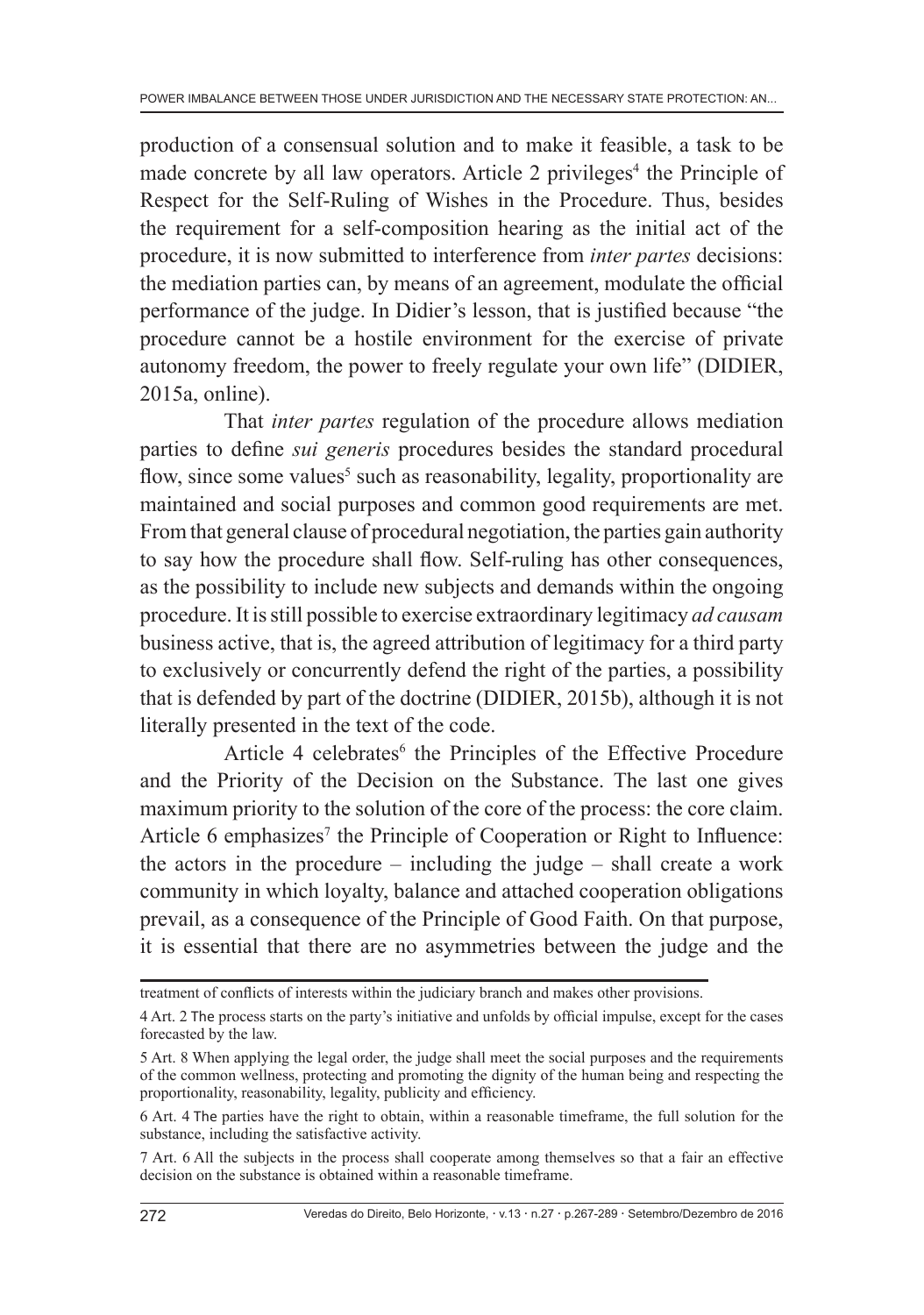production of a consensual solution and to make it feasible, a task to be made concrete by all law operators. Article 2 privileges[4] the Principle of Respect for the Self-Ruling of Wishes in the Procedure. Thus, besides the requirement for a self-composition hearing as the initial act of the procedure, it is now submitted to interference from *inter partes* decisions: the mediation parties can, by means of an agreement, modulate the official performance of the judge. In Didier's lesson, that is justified because "the procedure cannot be a hostile environment for the exercise of private autonomy freedom, the power to freely regulate your own life" (DIDIER, 2015a, online).

That *inter partes* regulation of the procedure allows mediation parties to define *sui generis* procedures besides the standard procedural flow, since some values[5] such as reasonability, legality, proportionality are maintained and social purposes and common good requirements are met. From that general clause of procedural negotiation, the parties gain authority to say how the procedure shall flow. Self-ruling has other consequences, as the possibility to include new subjects and demands within the ongoing procedure. It is still possible to exercise extraordinary legitimacy *ad causam* business active, that is, the agreed attribution of legitimacy for a third party to exclusively or concurrently defend the right of the parties, a possibility that is defended by part of the doctrine (DIDIER, 2015b), although it is not literally presented in the text of the code.

Article 4 celebrates[6] the Principles of the Effective Procedure and the Priority of the Decision on the Substance. The last one gives maximum priority to the solution of the core of the process: the core claim. Article 6 emphasizes[7] the Principle of Cooperation or Right to Influence: the actors in the procedure – including the judge – shall create a work community in which loyalty, balance and attached cooperation obligations prevail, as a consequence of the Principle of Good Faith. On that purpose, it is essential that there are no asymmetries between the judge and the

---

treatment of conflicts of interests within the judiciary branch and makes other provisions.

4 Art. 2 The process starts on the party's initiative and unfolds by official impulse, except for the cases forecasted by the law.

5 Art. 8 When applying the legal order, the judge shall meet the social purposes and the requirements of the common wellness, protecting and promoting the dignity of the human being and respecting the proportionality, reasonability, legality, publicity and efficiency.

6 Art. 4 The parties have the right to obtain, within a reasonable timeframe, the full solution for the substance, including the satisfactive activity.

7 Art. 6 All the subjects in the process shall cooperate among themselves so that a fair an effective decision on the substance is obtained within a reasonable timeframe.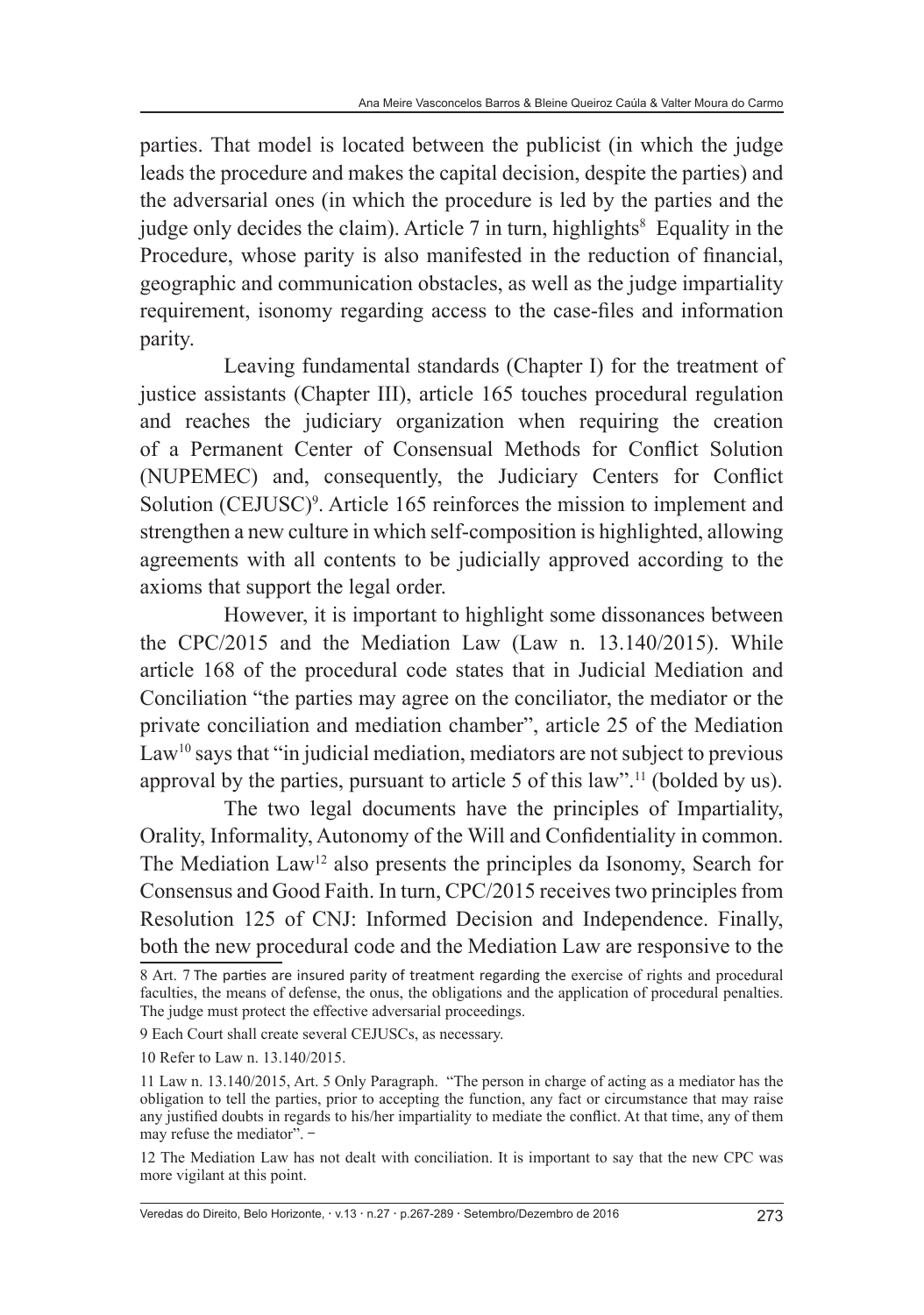parties. That model is located between the publicist (in which the judge leads the procedure and makes the capital decision, despite the parties) and the adversarial ones (in which the procedure is led by the parties and the judge only decides the claim). Article 7 in turn, highlights[8] Equality in the Procedure, whose parity is also manifested in the reduction of financial, geographic and communication obstacles, as well as the judge impartiality requirement, isonomy regarding access to the case-files and information parity.

Leaving fundamental standards (Chapter I) for the treatment of justice assistants (Chapter III), article 165 touches procedural regulation and reaches the judiciary organization when requiring the creation of a Permanent Center of Consensual Methods for Conflict Solution (NUPEMEC) and, consequently, the Judiciary Centers for Conflict Solution (CEJUSC)[9]. Article 165 reinforces the mission to implement and strengthen a new culture in which self-composition is highlighted, allowing agreements with all contents to be judicially approved according to the axioms that support the legal order.

However, it is important to highlight some dissonances between the CPC/2015 and the Mediation Law (Law n. 13.140/2015). While article 168 of the procedural code states that in Judicial Mediation and Conciliation "the parties may agree on the conciliator, the mediator or the private conciliation and mediation chamber", article 25 of the Mediation Law[10] says that "in judicial mediation, mediators are not subject to previous approval by the parties, pursuant to article 5 of this law".[11] (bolded by us).

The two legal documents have the principles of Impartiality, Orality, Informality, Autonomy of the Will and Confidentiality in common. The Mediation Law[12] also presents the principles da Isonomy, Search for Consensus and Good Faith. In turn, CPC/2015 receives two principles from Resolution 125 of CNJ: Informed Decision and Independence. Finally, both the new procedural code and the Mediation Law are responsive to the

---

8 Art. 7 The parties are insured parity of treatment regarding the exercise of rights and procedural faculties, the means of defense, the onus, the obligations and the application of procedural penalties. The judge must protect the effective adversarial proceedings.

9 Each Court shall create several CEJUSCs, as necessary.

10 Refer to Law n. 13.140/2015.

11 Law n. 13.140/2015, Art. 5 Only Paragraph. "The person in charge of acting as a mediator has the obligation to tell the parties, prior to accepting the function, any fact or circumstance that may raise any justified doubts in regards to his/her impartiality to mediate the conflict. At that time, any of them may refuse the mediator". –

12 The Mediation Law has not dealt with conciliation. It is important to say that the new CPC was more vigilant at this point.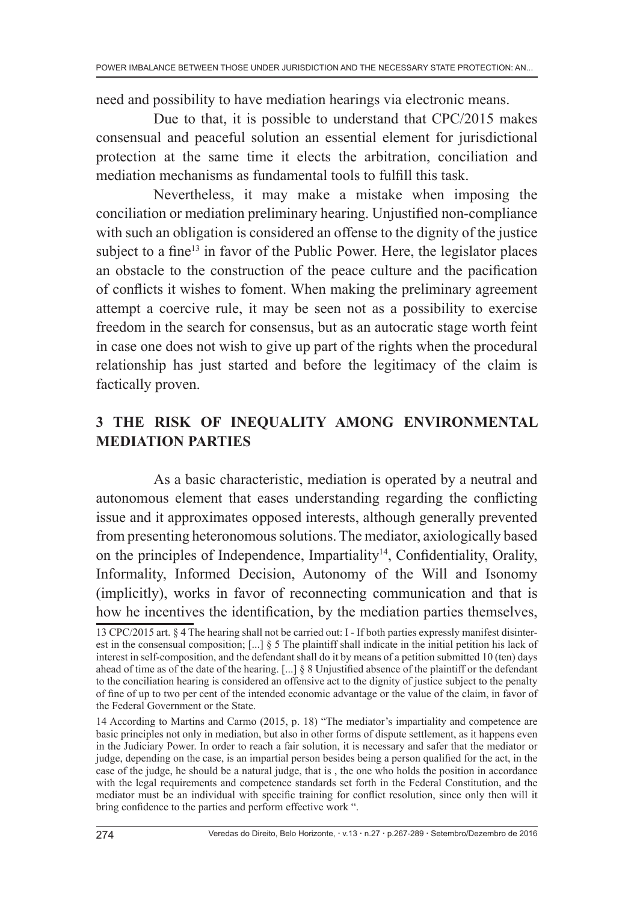need and possibility to have mediation hearings via electronic means.

Due to that, it is possible to understand that CPC/2015 makes consensual and peaceful solution an essential element for jurisdictional protection at the same time it elects the arbitration, conciliation and mediation mechanisms as fundamental tools to fulfill this task.

Nevertheless, it may make a mistake when imposing the conciliation or mediation preliminary hearing. Unjustified non-compliance with such an obligation is considered an offense to the dignity of the justice subject to a fine[13] in favor of the Public Power. Here, the legislator places an obstacle to the construction of the peace culture and the pacification of conflicts it wishes to foment. When making the preliminary agreement attempt a coercive rule, it may be seen not as a possibility to exercise freedom in the search for consensus, but as an autocratic stage worth feint in case one does not wish to give up part of the rights when the procedural relationship has just started and before the legitimacy of the claim is factically proven.

## 3 THE RISK OF INEQUALITY AMONG ENVIRONMENTAL MEDIATION PARTIES

As a basic characteristic, mediation is operated by a neutral and autonomous element that eases understanding regarding the conflicting issue and it approximates opposed interests, although generally prevented from presenting heteronomous solutions. The mediator, axiologically based on the principles of Independence, Impartiality[14], Confidentiality, Orality, Informality, Informed Decision, Autonomy of the Will and Isonomy (implicitly), works in favor of reconnecting communication and that is how he incentives the identification, by the mediation parties themselves,

---

13 CPC/2015 art. § 4 The hearing shall not be carried out: I - If both parties expressly manifest disinterest in the consensual composition; [...] § 5 The plaintiff shall indicate in the initial petition his lack of interest in self-composition, and the defendant shall do it by means of a petition submitted 10 (ten) days ahead of time as of the date of the hearing. [...] § 8 Unjustified absence of the plaintiff or the defendant to the conciliation hearing is considered an offensive act to the dignity of justice subject to the penalty of fine of up to two per cent of the intended economic advantage or the value of the claim, in favor of the Federal Government or the State.

14 According to Martins and Carmo (2015, p. 18) "The mediator's impartiality and competence are basic principles not only in mediation, but also in other forms of dispute settlement, as it happens even in the Judiciary Power. In order to reach a fair solution, it is necessary and safer that the mediator or judge, depending on the case, is an impartial person besides being a person qualified for the act, in the case of the judge, he should be a natural judge, that is , the one who holds the position in accordance with the legal requirements and competence standards set forth in the Federal Constitution, and the mediator must be an individual with specific training for conflict resolution, since only then will it bring confidence to the parties and perform effective work ".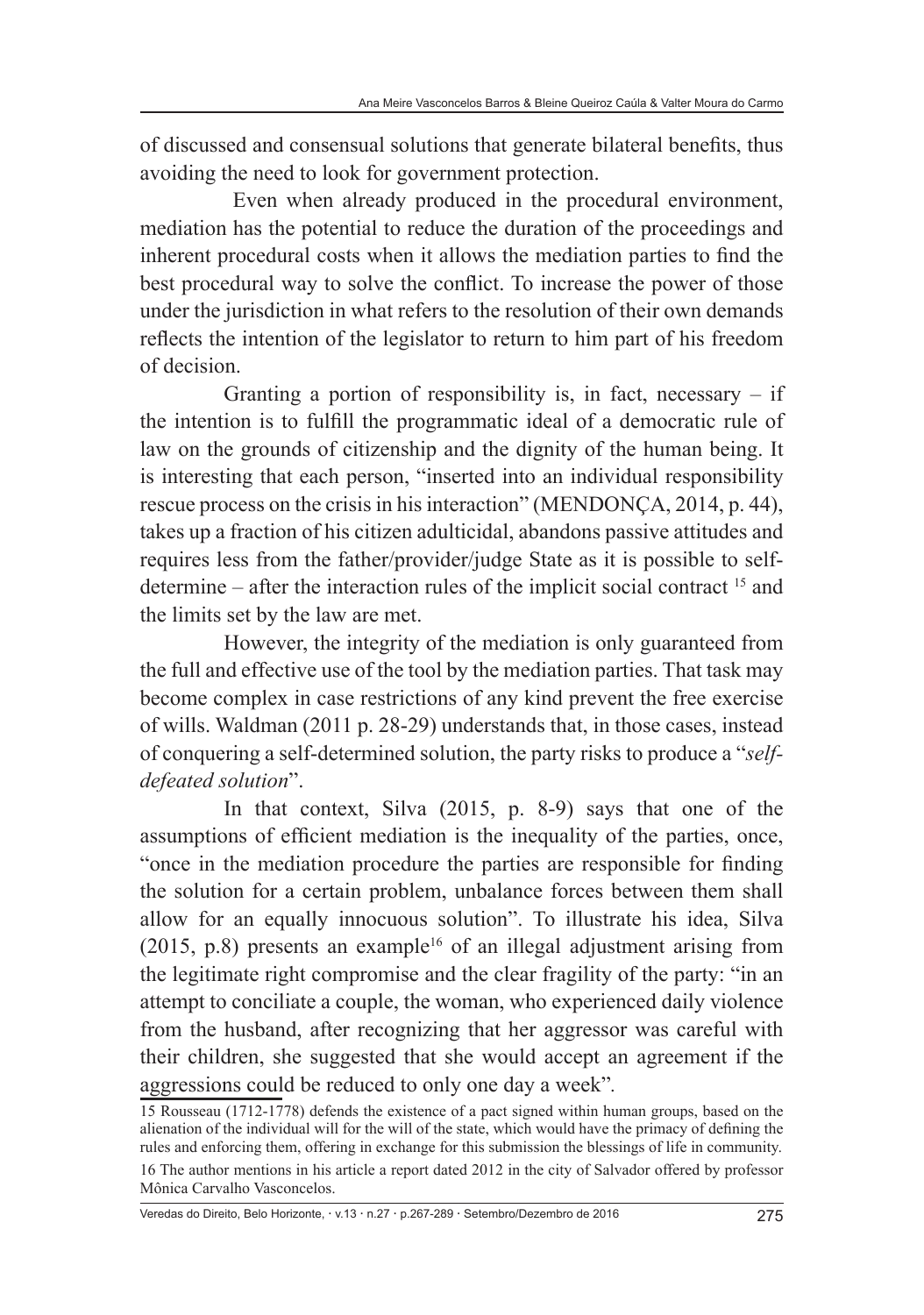of discussed and consensual solutions that generate bilateral benefits, thus avoiding the need to look for government protection.

Even when already produced in the procedural environment, mediation has the potential to reduce the duration of the proceedings and inherent procedural costs when it allows the mediation parties to find the best procedural way to solve the conflict. To increase the power of those under the jurisdiction in what refers to the resolution of their own demands reflects the intention of the legislator to return to him part of his freedom of decision.

Granting a portion of responsibility is, in fact, necessary – if the intention is to fulfill the programmatic ideal of a democratic rule of law on the grounds of citizenship and the dignity of the human being. It is interesting that each person, "inserted into an individual responsibility rescue process on the crisis in his interaction" (MENDONÇA, 2014, p. 44), takes up a fraction of his citizen adulticidal, abandons passive attitudes and requires less from the father/provider/judge State as it is possible to self-determine – after the interaction rules of the implicit social contract [15] and the limits set by the law are met.

However, the integrity of the mediation is only guaranteed from the full and effective use of the tool by the mediation parties. That task may become complex in case restrictions of any kind prevent the free exercise of wills. Waldman (2011 p. 28-29) understands that, in those cases, instead of conquering a self-determined solution, the party risks to produce a "*self-defeated solution*".

In that context, Silva (2015, p. 8-9) says that one of the assumptions of efficient mediation is the inequality of the parties, once, "once in the mediation procedure the parties are responsible for finding the solution for a certain problem, unbalance forces between them shall allow for an equally innocuous solution". To illustrate his idea, Silva (2015, p.8) presents an example[16] of an illegal adjustment arising from the legitimate right compromise and the clear fragility of the party: "in an attempt to conciliate a couple, the woman, who experienced daily violence from the husband, after recognizing that her aggressor was careful with their children, she suggested that she would accept an agreement if the aggressions could be reduced to only one day a week".

15 Rousseau (1712-1778) defends the existence of a pact signed within human groups, based on the alienation of the individual will for the will of the state, which would have the primacy of defining the rules and enforcing them, offering in exchange for this submission the blessings of life in community.

16 The author mentions in his article a report dated 2012 in the city of Salvador offered by professor Mônica Carvalho Vasconcelos.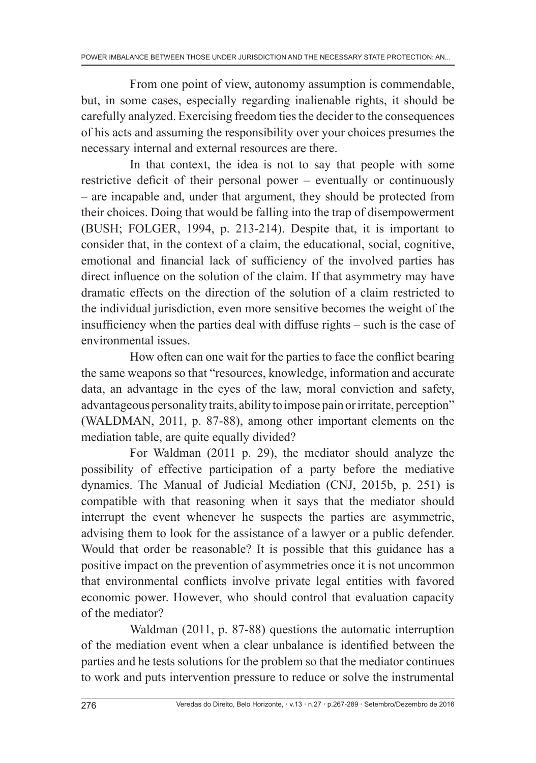From one point of view, autonomy assumption is commendable, but, in some cases, especially regarding inalienable rights, it should be carefully analyzed. Exercising freedom ties the decider to the consequences of his acts and assuming the responsibility over your choices presumes the necessary internal and external resources are there.

In that context, the idea is not to say that people with some restrictive deficit of their personal power – eventually or continuously – are incapable and, under that argument, they should be protected from their choices. Doing that would be falling into the trap of disempowerment (BUSH; FOLGER, 1994, p. 213-214). Despite that, it is important to consider that, in the context of a claim, the educational, social, cognitive, emotional and financial lack of sufficiency of the involved parties has direct influence on the solution of the claim. If that asymmetry may have dramatic effects on the direction of the solution of a claim restricted to the individual jurisdiction, even more sensitive becomes the weight of the insufficiency when the parties deal with diffuse rights – such is the case of environmental issues.

How often can one wait for the parties to face the conflict bearing the same weapons so that "resources, knowledge, information and accurate data, an advantage in the eyes of the law, moral conviction and safety, advantageous personality traits, ability to impose pain or irritate, perception" (WALDMAN, 2011, p. 87-88), among other important elements on the mediation table, are quite equally divided?

For Waldman (2011 p. 29), the mediator should analyze the possibility of effective participation of a party before the mediative dynamics. The Manual of Judicial Mediation (CNJ, 2015b, p. 251) is compatible with that reasoning when it says that the mediator should interrupt the event whenever he suspects the parties are asymmetric, advising them to look for the assistance of a lawyer or a public defender. Would that order be reasonable? It is possible that this guidance has a positive impact on the prevention of asymmetries once it is not uncommon that environmental conflicts involve private legal entities with favored economic power. However, who should control that evaluation capacity of the mediator?

Waldman (2011, p. 87-88) questions the automatic interruption of the mediation event when a clear unbalance is identified between the parties and he tests solutions for the problem so that the mediator continues to work and puts intervention pressure to reduce or solve the instrumental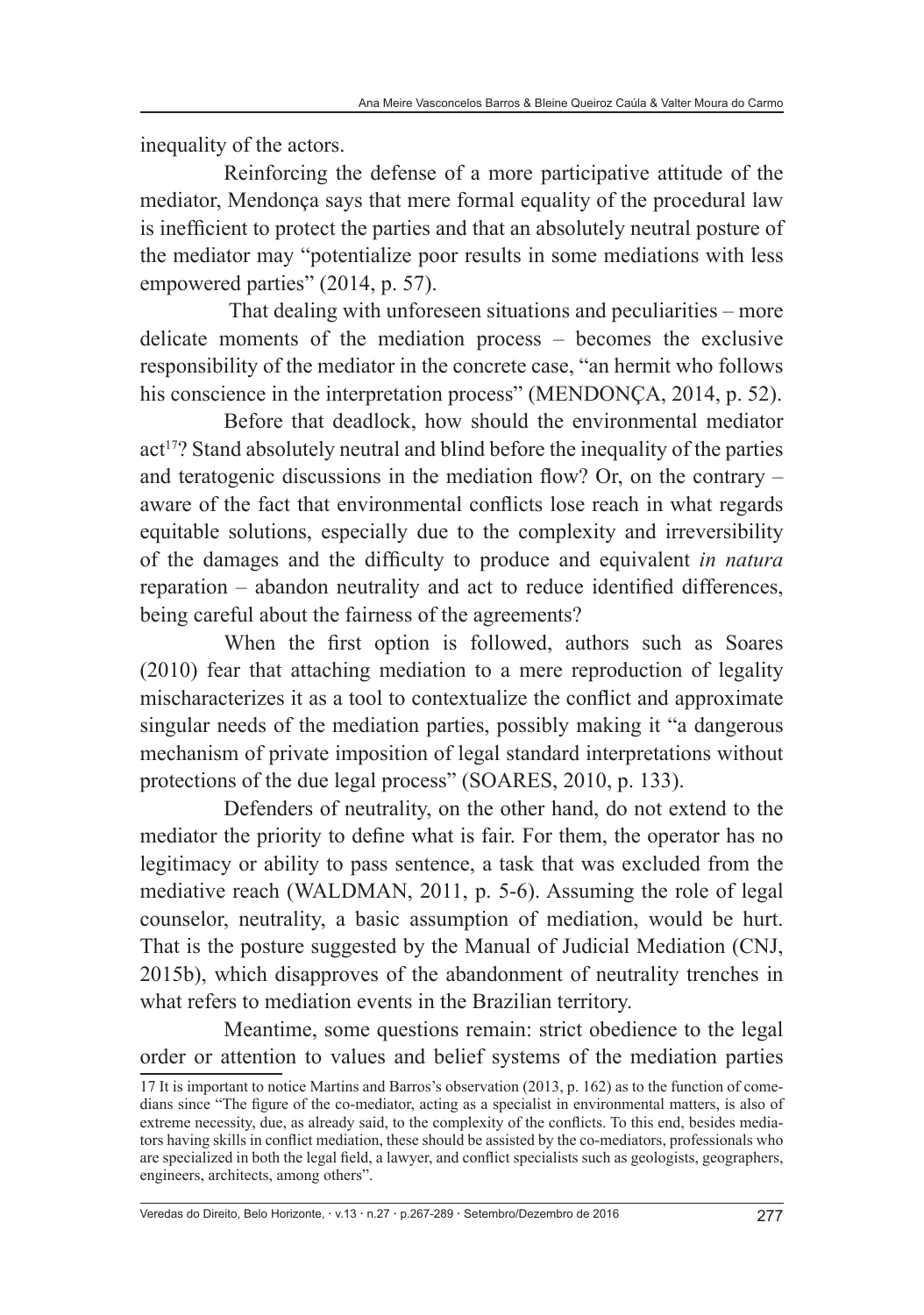inequality of the actors.

Reinforcing the defense of a more participative attitude of the mediator, Mendonça says that mere formal equality of the procedural law is inefficient to protect the parties and that an absolutely neutral posture of the mediator may "potentialize poor results in some mediations with less empowered parties" (2014, p. 57).

That dealing with unforeseen situations and peculiarities – more delicate moments of the mediation process – becomes the exclusive responsibility of the mediator in the concrete case, "an hermit who follows his conscience in the interpretation process" (MENDONÇA, 2014, p. 52).

Before that deadlock, how should the environmental mediator act[17]? Stand absolutely neutral and blind before the inequality of the parties and teratogenic discussions in the mediation flow? Or, on the contrary – aware of the fact that environmental conflicts lose reach in what regards equitable solutions, especially due to the complexity and irreversibility of the damages and the difficulty to produce and equivalent *in natura* reparation – abandon neutrality and act to reduce identified differences, being careful about the fairness of the agreements?

When the first option is followed, authors such as Soares (2010) fear that attaching mediation to a mere reproduction of legality mischaracterizes it as a tool to contextualize the conflict and approximate singular needs of the mediation parties, possibly making it "a dangerous mechanism of private imposition of legal standard interpretations without protections of the due legal process" (SOARES, 2010, p. 133).

Defenders of neutrality, on the other hand, do not extend to the mediator the priority to define what is fair. For them, the operator has no legitimacy or ability to pass sentence, a task that was excluded from the mediative reach (WALDMAN, 2011, p. 5-6). Assuming the role of legal counselor, neutrality, a basic assumption of mediation, would be hurt. That is the posture suggested by the Manual of Judicial Mediation (CNJ, 2015b), which disapproves of the abandonment of neutrality trenches in what refers to mediation events in the Brazilian territory.

Meantime, some questions remain: strict obedience to the legal order or attention to values and belief systems of the mediation parties

---

17 It is important to notice Martins and Barros's observation (2013, p. 162) as to the function of comedians since "The figure of the co-mediator, acting as a specialist in environmental matters, is also of extreme necessity, due, as already said, to the complexity of the conflicts. To this end, besides mediators having skills in conflict mediation, these should be assisted by the co-mediators, professionals who are specialized in both the legal field, a lawyer, and conflict specialists such as geologists, geographers, engineers, architects, among others".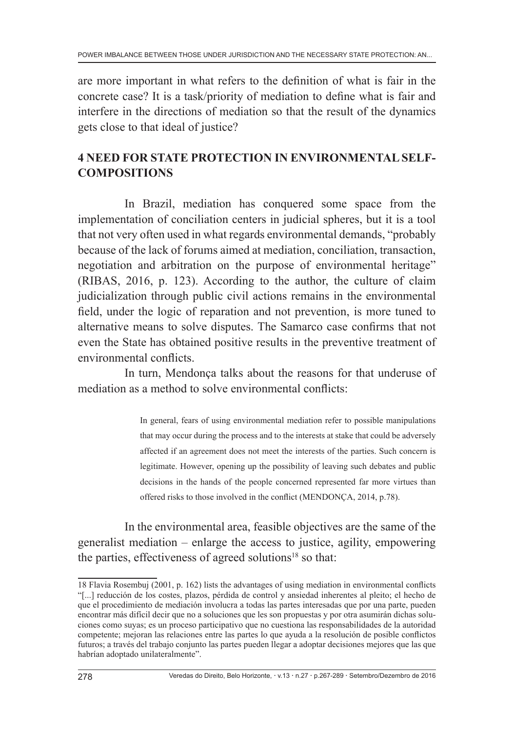are more important in what refers to the definition of what is fair in the concrete case? It is a task/priority of mediation to define what is fair and interfere in the directions of mediation so that the result of the dynamics gets close to that ideal of justice?

## 4 NEED FOR STATE PROTECTION IN ENVIRONMENTAL SELF-COMPOSITIONS

In Brazil, mediation has conquered some space from the implementation of conciliation centers in judicial spheres, but it is a tool that not very often used in what regards environmental demands, "probably because of the lack of forums aimed at mediation, conciliation, transaction, negotiation and arbitration on the purpose of environmental heritage" (RIBAS, 2016, p. 123). According to the author, the culture of claim judicialization through public civil actions remains in the environmental field, under the logic of reparation and not prevention, is more tuned to alternative means to solve disputes. The Samarco case confirms that not even the State has obtained positive results in the preventive treatment of environmental conflicts.

In turn, Mendonça talks about the reasons for that underuse of mediation as a method to solve environmental conflicts:

> In general, fears of using environmental mediation refer to possible manipulations that may occur during the process and to the interests at stake that could be adversely affected if an agreement does not meet the interests of the parties. Such concern is legitimate. However, opening up the possibility of leaving such debates and public decisions in the hands of the people concerned represented far more virtues than offered risks to those involved in the conflict (MENDONÇA, 2014, p.78).

In the environmental area, feasible objectives are the same of the generalist mediation – enlarge the access to justice, agility, empowering the parties, effectiveness of agreed solutions[18] so that:

---

18 Flavia Rosembuj (2001, p. 162) lists the advantages of using mediation in environmental conflicts "[...] reducción de los costes, plazos, pérdida de control y ansiedad inherentes al pleito; el hecho de que el procedimiento de mediación involucra a todas las partes interesadas que por una parte, pueden encontrar más difícil decir que no a soluciones que les son propuestas y por otra asumirán dichas soluciones como suyas; es un proceso participativo que no cuestiona las responsabilidades de la autoridad competente; mejoran las relaciones entre las partes lo que ayuda a la resolución de posible conflictos futuros; a través del trabajo conjunto las partes pueden llegar a adoptar decisiones mejores que las que habrían adoptado unilateralmente".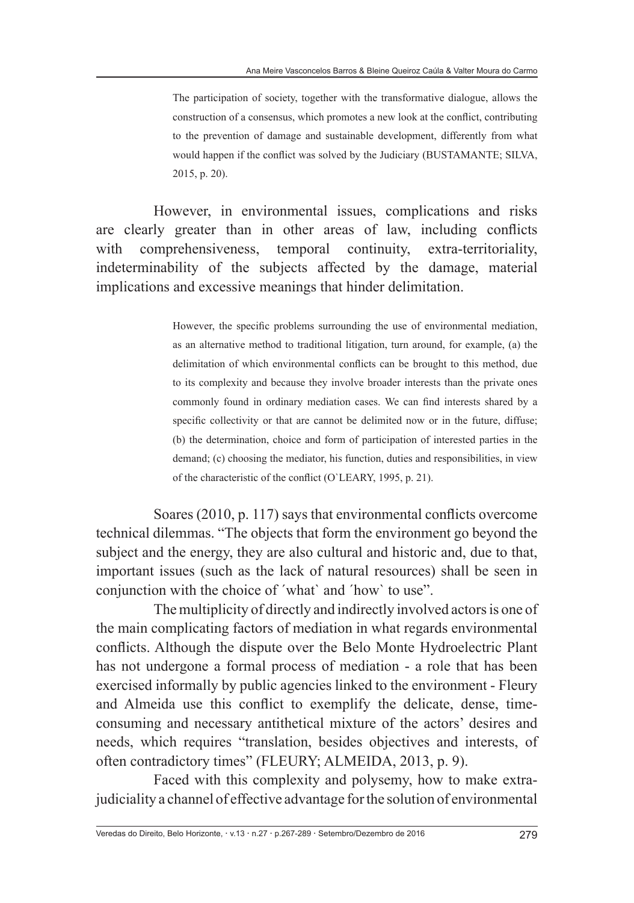> The participation of society, together with the transformative dialogue, allows the construction of a consensus, which promotes a new look at the conflict, contributing to the prevention of damage and sustainable development, differently from what would happen if the conflict was solved by the Judiciary (BUSTAMANTE; SILVA, 2015, p. 20).

However, in environmental issues, complications and risks are clearly greater than in other areas of law, including conflicts with comprehensiveness, temporal continuity, extra-territoriality, indeterminability of the subjects affected by the damage, material implications and excessive meanings that hinder delimitation.

> However, the specific problems surrounding the use of environmental mediation, as an alternative method to traditional litigation, turn around, for example, (a) the delimitation of which environmental conflicts can be brought to this method, due to its complexity and because they involve broader interests than the private ones commonly found in ordinary mediation cases. We can find interests shared by a specific collectivity or that are cannot be delimited now or in the future, diffuse; (b) the determination, choice and form of participation of interested parties in the demand; (c) choosing the mediator, his function, duties and responsibilities, in view of the characteristic of the conflict (O`LEARY, 1995, p. 21).

Soares (2010, p. 117) says that environmental conflicts overcome technical dilemmas. "The objects that form the environment go beyond the subject and the energy, they are also cultural and historic and, due to that, important issues (such as the lack of natural resources) shall be seen in conjunction with the choice of ´what` and ´how` to use".

The multiplicity of directly and indirectly involved actors is one of the main complicating factors of mediation in what regards environmental conflicts. Although the dispute over the Belo Monte Hydroelectric Plant has not undergone a formal process of mediation - a role that has been exercised informally by public agencies linked to the environment - Fleury and Almeida use this conflict to exemplify the delicate, dense, time-consuming and necessary antithetical mixture of the actors' desires and needs, which requires "translation, besides objectives and interests, of often contradictory times" (FLEURY; ALMEIDA, 2013, p. 9).

Faced with this complexity and polysemy, how to make extra-judiciality a channel of effective advantage for the solution of environmental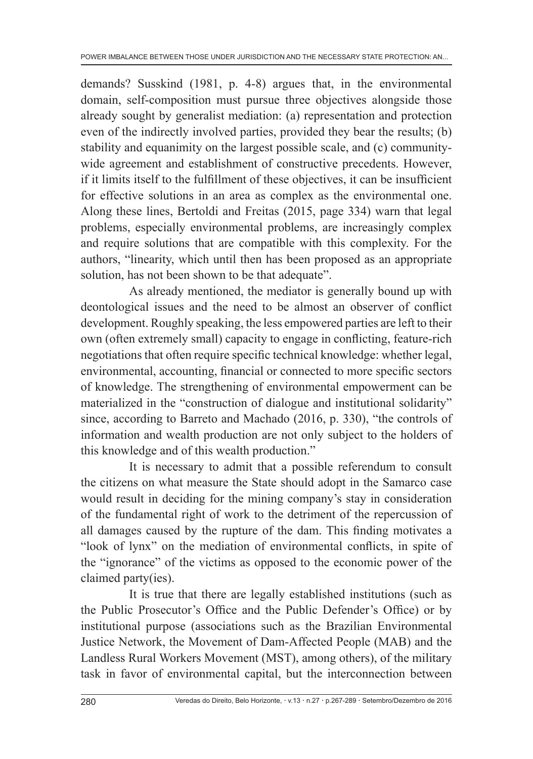demands? Susskind (1981, p. 4-8) argues that, in the environmental domain, self-composition must pursue three objectives alongside those already sought by generalist mediation: (a) representation and protection even of the indirectly involved parties, provided they bear the results; (b) stability and equanimity on the largest possible scale, and (c) community-wide agreement and establishment of constructive precedents. However, if it limits itself to the fulfillment of these objectives, it can be insufficient for effective solutions in an area as complex as the environmental one. Along these lines, Bertoldi and Freitas (2015, page 334) warn that legal problems, especially environmental problems, are increasingly complex and require solutions that are compatible with this complexity. For the authors, "linearity, which until then has been proposed as an appropriate solution, has not been shown to be that adequate".

As already mentioned, the mediator is generally bound up with deontological issues and the need to be almost an observer of conflict development. Roughly speaking, the less empowered parties are left to their own (often extremely small) capacity to engage in conflicting, feature-rich negotiations that often require specific technical knowledge: whether legal, environmental, accounting, financial or connected to more specific sectors of knowledge. The strengthening of environmental empowerment can be materialized in the "construction of dialogue and institutional solidarity" since, according to Barreto and Machado (2016, p. 330), "the controls of information and wealth production are not only subject to the holders of this knowledge and of this wealth production."

It is necessary to admit that a possible referendum to consult the citizens on what measure the State should adopt in the Samarco case would result in deciding for the mining company's stay in consideration of the fundamental right of work to the detriment of the repercussion of all damages caused by the rupture of the dam. This finding motivates a "look of lynx" on the mediation of environmental conflicts, in spite of the "ignorance" of the victims as opposed to the economic power of the claimed party(ies).

It is true that there are legally established institutions (such as the Public Prosecutor's Office and the Public Defender's Office) or by institutional purpose (associations such as the Brazilian Environmental Justice Network, the Movement of Dam-Affected People (MAB) and the Landless Rural Workers Movement (MST), among others), of the military task in favor of environmental capital, but the interconnection between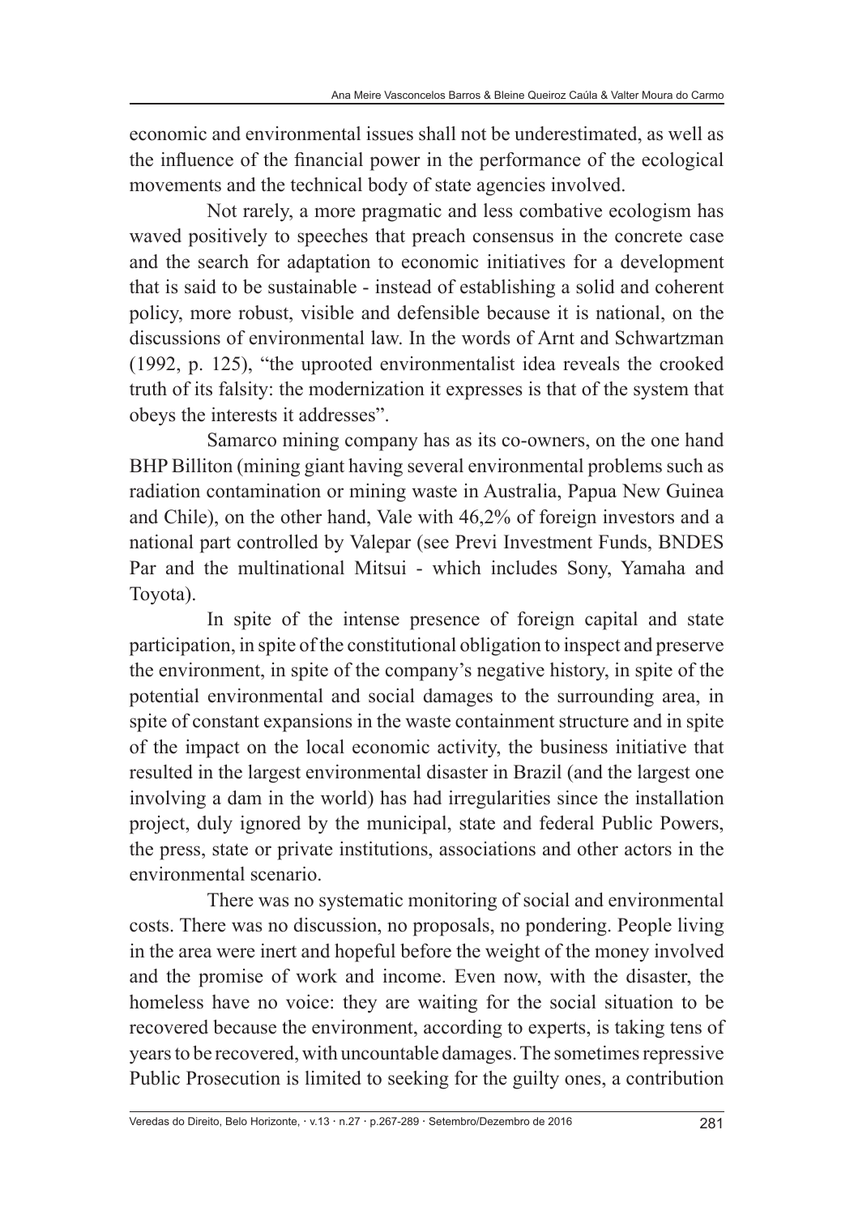economic and environmental issues shall not be underestimated, as well as the influence of the financial power in the performance of the ecological movements and the technical body of state agencies involved.

Not rarely, a more pragmatic and less combative ecologism has waved positively to speeches that preach consensus in the concrete case and the search for adaptation to economic initiatives for a development that is said to be sustainable - instead of establishing a solid and coherent policy, more robust, visible and defensible because it is national, on the discussions of environmental law. In the words of Arnt and Schwartzman (1992, p. 125), "the uprooted environmentalist idea reveals the crooked truth of its falsity: the modernization it expresses is that of the system that obeys the interests it addresses".

Samarco mining company has as its co-owners, on the one hand BHP Billiton (mining giant having several environmental problems such as radiation contamination or mining waste in Australia, Papua New Guinea and Chile), on the other hand, Vale with 46,2% of foreign investors and a national part controlled by Valepar (see Previ Investment Funds, BNDES Par and the multinational Mitsui - which includes Sony, Yamaha and Toyota).

In spite of the intense presence of foreign capital and state participation, in spite of the constitutional obligation to inspect and preserve the environment, in spite of the company's negative history, in spite of the potential environmental and social damages to the surrounding area, in spite of constant expansions in the waste containment structure and in spite of the impact on the local economic activity, the business initiative that resulted in the largest environmental disaster in Brazil (and the largest one involving a dam in the world) has had irregularities since the installation project, duly ignored by the municipal, state and federal Public Powers, the press, state or private institutions, associations and other actors in the environmental scenario.

There was no systematic monitoring of social and environmental costs. There was no discussion, no proposals, no pondering. People living in the area were inert and hopeful before the weight of the money involved and the promise of work and income. Even now, with the disaster, the homeless have no voice: they are waiting for the social situation to be recovered because the environment, according to experts, is taking tens of years to be recovered, with uncountable damages. The sometimes repressive Public Prosecution is limited to seeking for the guilty ones, a contribution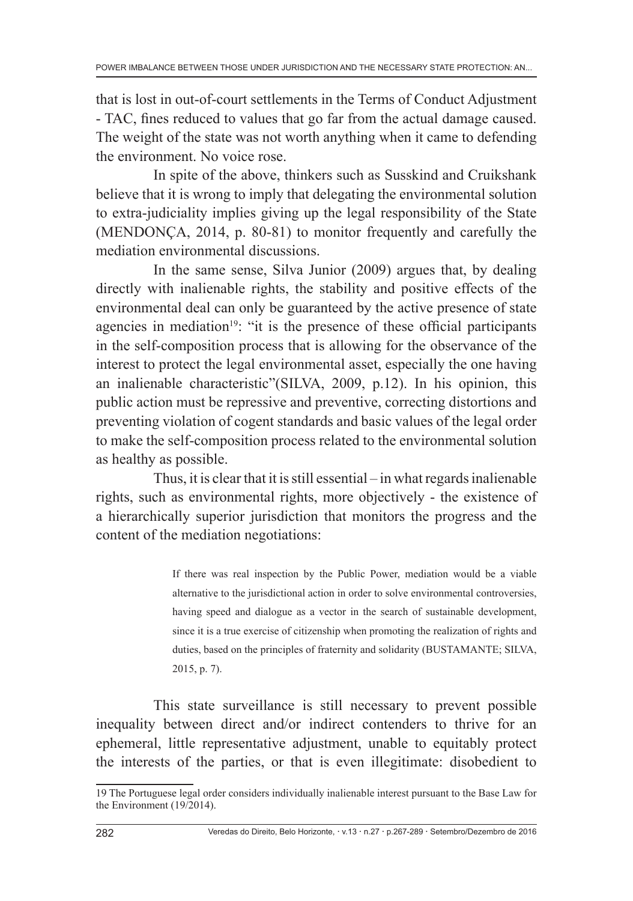that is lost in out-of-court settlements in the Terms of Conduct Adjustment - TAC, fines reduced to values that go far from the actual damage caused. The weight of the state was not worth anything when it came to defending the environment. No voice rose.

In spite of the above, thinkers such as Susskind and Cruikshank believe that it is wrong to imply that delegating the environmental solution to extra-judiciality implies giving up the legal responsibility of the State (MENDONÇA, 2014, p. 80-81) to monitor frequently and carefully the mediation environmental discussions.

In the same sense, Silva Junior (2009) argues that, by dealing directly with inalienable rights, the stability and positive effects of the environmental deal can only be guaranteed by the active presence of state agencies in mediation[19]: "it is the presence of these official participants in the self-composition process that is allowing for the observance of the interest to protect the legal environmental asset, especially the one having an inalienable characteristic"(SILVA, 2009, p.12). In his opinion, this public action must be repressive and preventive, correcting distortions and preventing violation of cogent standards and basic values of the legal order to make the self-composition process related to the environmental solution as healthy as possible.

Thus, it is clear that it is still essential – in what regards inalienable rights, such as environmental rights, more objectively - the existence of a hierarchically superior jurisdiction that monitors the progress and the content of the mediation negotiations:

> If there was real inspection by the Public Power, mediation would be a viable alternative to the jurisdictional action in order to solve environmental controversies, having speed and dialogue as a vector in the search of sustainable development, since it is a true exercise of citizenship when promoting the realization of rights and duties, based on the principles of fraternity and solidarity (BUSTAMANTE; SILVA, 2015, p. 7).

This state surveillance is still necessary to prevent possible inequality between direct and/or indirect contenders to thrive for an ephemeral, little representative adjustment, unable to equitably protect the interests of the parties, or that is even illegitimate: disobedient to

---

19 The Portuguese legal order considers individually inalienable interest pursuant to the Base Law for the Environment (19/2014).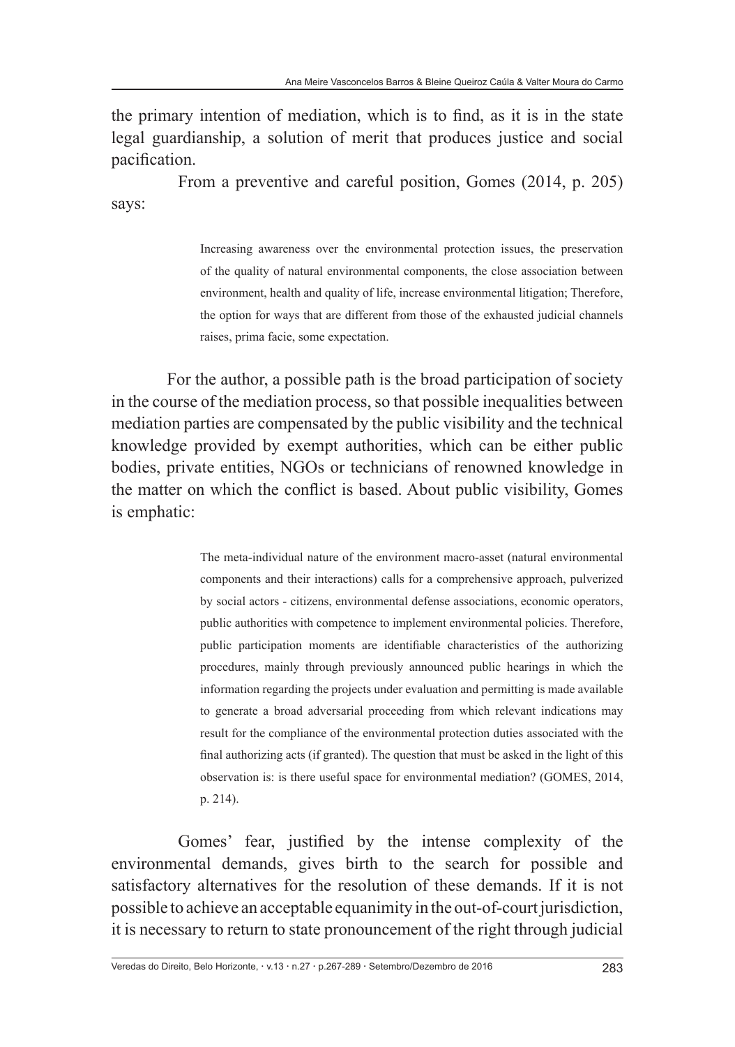the primary intention of mediation, which is to find, as it is in the state legal guardianship, a solution of merit that produces justice and social pacification.

From a preventive and careful position, Gomes (2014, p. 205) says:

> Increasing awareness over the environmental protection issues, the preservation of the quality of natural environmental components, the close association between environment, health and quality of life, increase environmental litigation; Therefore, the option for ways that are different from those of the exhausted judicial channels raises, prima facie, some expectation.

For the author, a possible path is the broad participation of society in the course of the mediation process, so that possible inequalities between mediation parties are compensated by the public visibility and the technical knowledge provided by exempt authorities, which can be either public bodies, private entities, NGOs or technicians of renowned knowledge in the matter on which the conflict is based. About public visibility, Gomes is emphatic:

> The meta-individual nature of the environment macro-asset (natural environmental components and their interactions) calls for a comprehensive approach, pulverized by social actors - citizens, environmental defense associations, economic operators, public authorities with competence to implement environmental policies. Therefore, public participation moments are identifiable characteristics of the authorizing procedures, mainly through previously announced public hearings in which the information regarding the projects under evaluation and permitting is made available to generate a broad adversarial proceeding from which relevant indications may result for the compliance of the environmental protection duties associated with the final authorizing acts (if granted). The question that must be asked in the light of this observation is: is there useful space for environmental mediation? (GOMES, 2014, p. 214).

Gomes' fear, justified by the intense complexity of the environmental demands, gives birth to the search for possible and satisfactory alternatives for the resolution of these demands. If it is not possible to achieve an acceptable equanimity in the out-of-court jurisdiction, it is necessary to return to state pronouncement of the right through judicial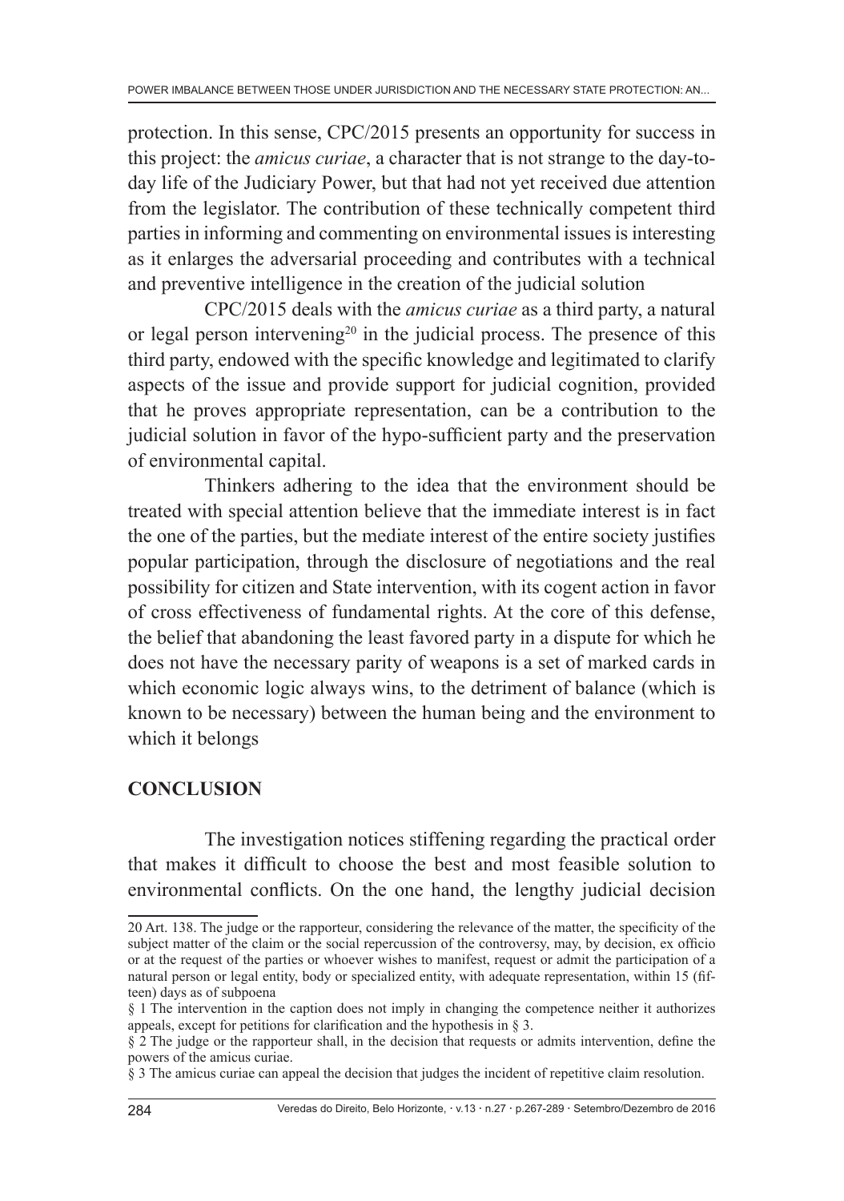protection. In this sense, CPC/2015 presents an opportunity for success in this project: the *amicus curiae*, a character that is not strange to the day-to-day life of the Judiciary Power, but that had not yet received due attention from the legislator. The contribution of these technically competent third parties in informing and commenting on environmental issues is interesting as it enlarges the adversarial proceeding and contributes with a technical and preventive intelligence in the creation of the judicial solution

CPC/2015 deals with the *amicus curiae* as a third party, a natural or legal person intervening[20] in the judicial process. The presence of this third party, endowed with the specific knowledge and legitimated to clarify aspects of the issue and provide support for judicial cognition, provided that he proves appropriate representation, can be a contribution to the judicial solution in favor of the hypo-sufficient party and the preservation of environmental capital.

Thinkers adhering to the idea that the environment should be treated with special attention believe that the immediate interest is in fact the one of the parties, but the mediate interest of the entire society justifies popular participation, through the disclosure of negotiations and the real possibility for citizen and State intervention, with its cogent action in favor of cross effectiveness of fundamental rights. At the core of this defense, the belief that abandoning the least favored party in a dispute for which he does not have the necessary parity of weapons is a set of marked cards in which economic logic always wins, to the detriment of balance (which is known to be necessary) between the human being and the environment to which it belongs

## CONCLUSION

The investigation notices stiffening regarding the practical order that makes it difficult to choose the best and most feasible solution to environmental conflicts. On the one hand, the lengthy judicial decision

---

20 Art. 138. The judge or the rapporteur, considering the relevance of the matter, the specificity of the subject matter of the claim or the social repercussion of the controversy, may, by decision, ex officio or at the request of the parties or whoever wishes to manifest, request or admit the participation of a natural person or legal entity, body or specialized entity, with adequate representation, within 15 (fifteen) days as of subpoena

§ 1 The intervention in the caption does not imply in changing the competence neither it authorizes appeals, except for petitions for clarification and the hypothesis in § 3.

§ 2 The judge or the rapporteur shall, in the decision that requests or admits intervention, define the powers of the amicus curiae.

§ 3 The amicus curiae can appeal the decision that judges the incident of repetitive claim resolution.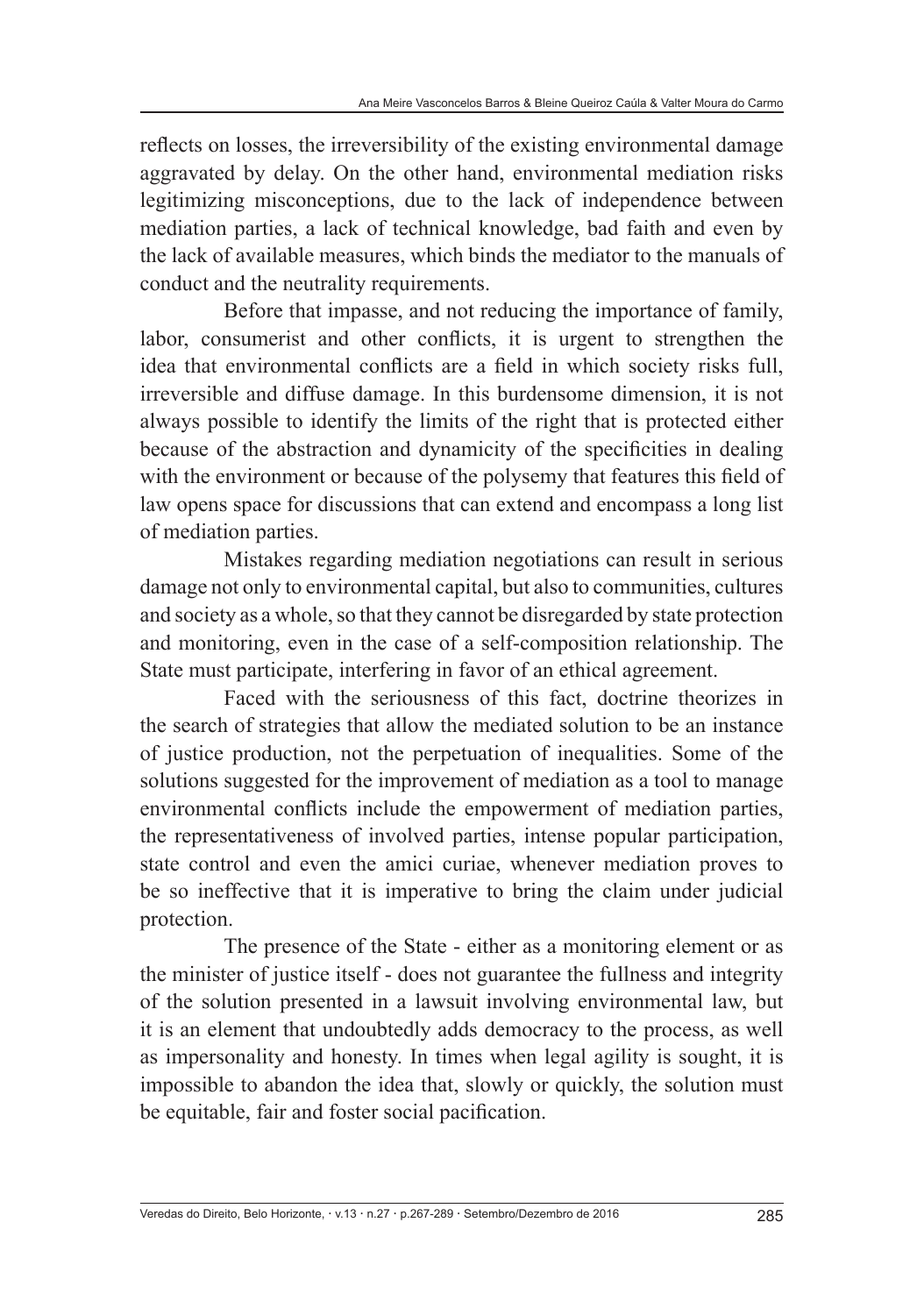reflects on losses, the irreversibility of the existing environmental damage aggravated by delay. On the other hand, environmental mediation risks legitimizing misconceptions, due to the lack of independence between mediation parties, a lack of technical knowledge, bad faith and even by the lack of available measures, which binds the mediator to the manuals of conduct and the neutrality requirements.

Before that impasse, and not reducing the importance of family, labor, consumerist and other conflicts, it is urgent to strengthen the idea that environmental conflicts are a field in which society risks full, irreversible and diffuse damage. In this burdensome dimension, it is not always possible to identify the limits of the right that is protected either because of the abstraction and dynamicity of the specificities in dealing with the environment or because of the polysemy that features this field of law opens space for discussions that can extend and encompass a long list of mediation parties.

Mistakes regarding mediation negotiations can result in serious damage not only to environmental capital, but also to communities, cultures and society as a whole, so that they cannot be disregarded by state protection and monitoring, even in the case of a self-composition relationship. The State must participate, interfering in favor of an ethical agreement.

Faced with the seriousness of this fact, doctrine theorizes in the search of strategies that allow the mediated solution to be an instance of justice production, not the perpetuation of inequalities. Some of the solutions suggested for the improvement of mediation as a tool to manage environmental conflicts include the empowerment of mediation parties, the representativeness of involved parties, intense popular participation, state control and even the amici curiae, whenever mediation proves to be so ineffective that it is imperative to bring the claim under judicial protection.

The presence of the State - either as a monitoring element or as the minister of justice itself - does not guarantee the fullness and integrity of the solution presented in a lawsuit involving environmental law, but it is an element that undoubtedly adds democracy to the process, as well as impersonality and honesty. In times when legal agility is sought, it is impossible to abandon the idea that, slowly or quickly, the solution must be equitable, fair and foster social pacification.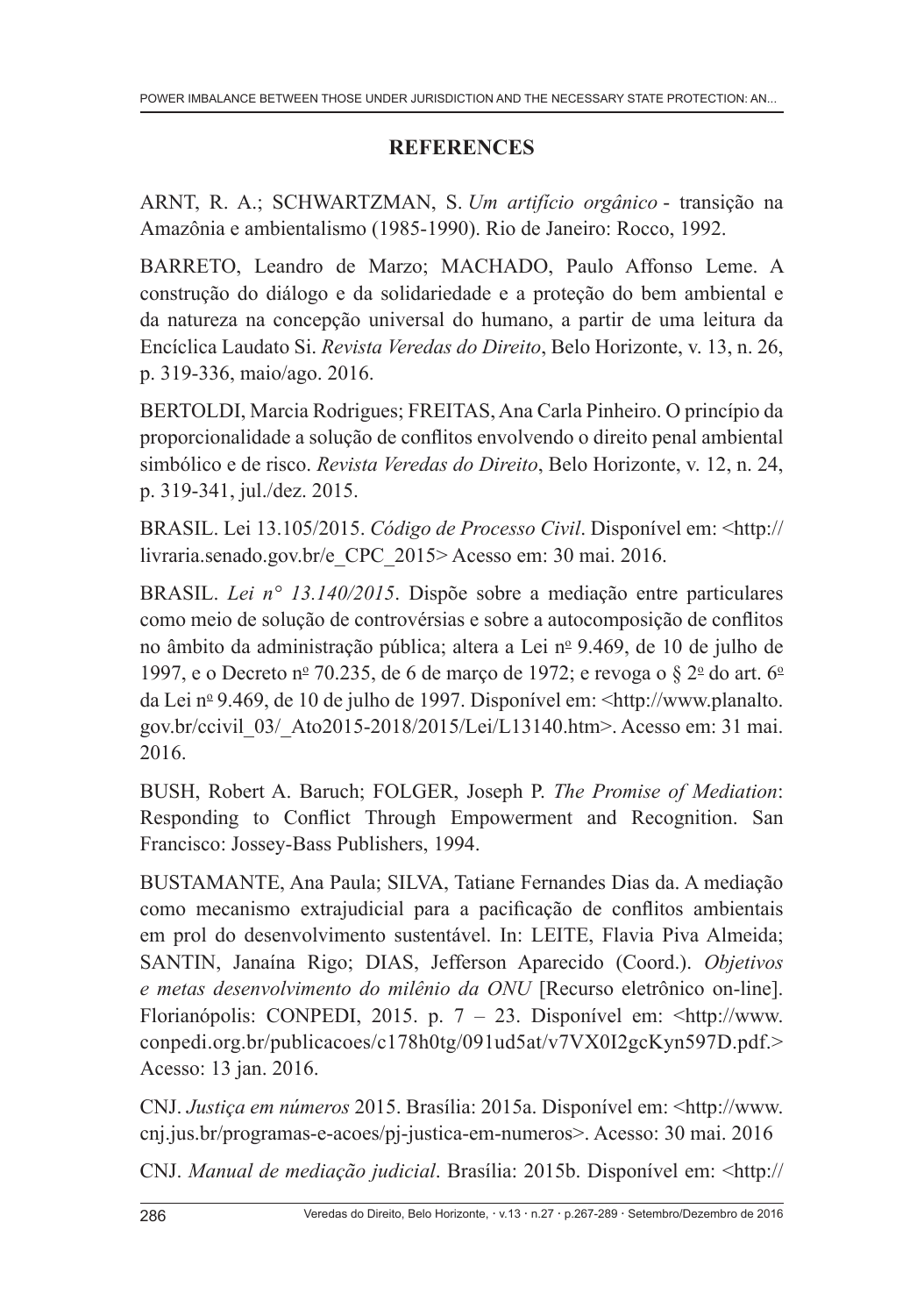## REFERENCES

ARNT, R. A.; SCHWARTZMAN, S. *Um artifício orgânico* - transição na Amazônia e ambientalismo (1985-1990). Rio de Janeiro: Rocco, 1992.

BARRETO, Leandro de Marzo; MACHADO, Paulo Affonso Leme. A construção do diálogo e da solidariedade e a proteção do bem ambiental e da natureza na concepção universal do humano, a partir de uma leitura da Encíclica Laudato Si. *Revista Veredas do Direito*, Belo Horizonte, v. 13, n. 26, p. 319-336, maio/ago. 2016.

BERTOLDI, Marcia Rodrigues; FREITAS, Ana Carla Pinheiro. O princípio da proporcionalidade a solução de conflitos envolvendo o direito penal ambiental simbólico e de risco. *Revista Veredas do Direito*, Belo Horizonte, v. 12, n. 24, p. 319-341, jul./dez. 2015.

BRASIL. Lei 13.105/2015. *Código de Processo Civil*. Disponível em: <http://livraria.senado.gov.br/e_CPC_2015> Acesso em: 30 mai. 2016.

BRASIL. *Lei n° 13.140/2015*. Dispõe sobre a mediação entre particulares como meio de solução de controvérsias e sobre a autocomposição de conflitos no âmbito da administração pública; altera a Lei nº 9.469, de 10 de julho de 1997, e o Decreto nº 70.235, de 6 de março de 1972; e revoga o § 2º do art. 6º da Lei nº 9.469, de 10 de julho de 1997. Disponível em: <http://www.planalto.gov.br/ccivil_03/_Ato2015-2018/2015/Lei/L13140.htm>. Acesso em: 31 mai. 2016.

BUSH, Robert A. Baruch; FOLGER, Joseph P. *The Promise of Mediation*: Responding to Conflict Through Empowerment and Recognition. San Francisco: Jossey-Bass Publishers, 1994.

BUSTAMANTE, Ana Paula; SILVA, Tatiane Fernandes Dias da. A mediação como mecanismo extrajudicial para a pacificação de conflitos ambientais em prol do desenvolvimento sustentável. In: LEITE, Flavia Piva Almeida; SANTIN, Janaína Rigo; DIAS, Jefferson Aparecido (Coord.). *Objetivos e metas desenvolvimento do milênio da ONU* [Recurso eletrônico on-line]. Florianópolis: CONPEDI, 2015. p. 7 – 23. Disponível em: <http://www.conpedi.org.br/publicacoes/c178h0tg/091ud5at/v7VX0I2gcKyn597D.pdf.> Acesso: 13 jan. 2016.

CNJ. *Justiça em números* 2015. Brasília: 2015a. Disponível em: <http://www.cnj.jus.br/programas-e-acoes/pj-justica-em-numeros>. Acesso: 30 mai. 2016

CNJ. *Manual de mediação judicial*. Brasília: 2015b. Disponível em: <http://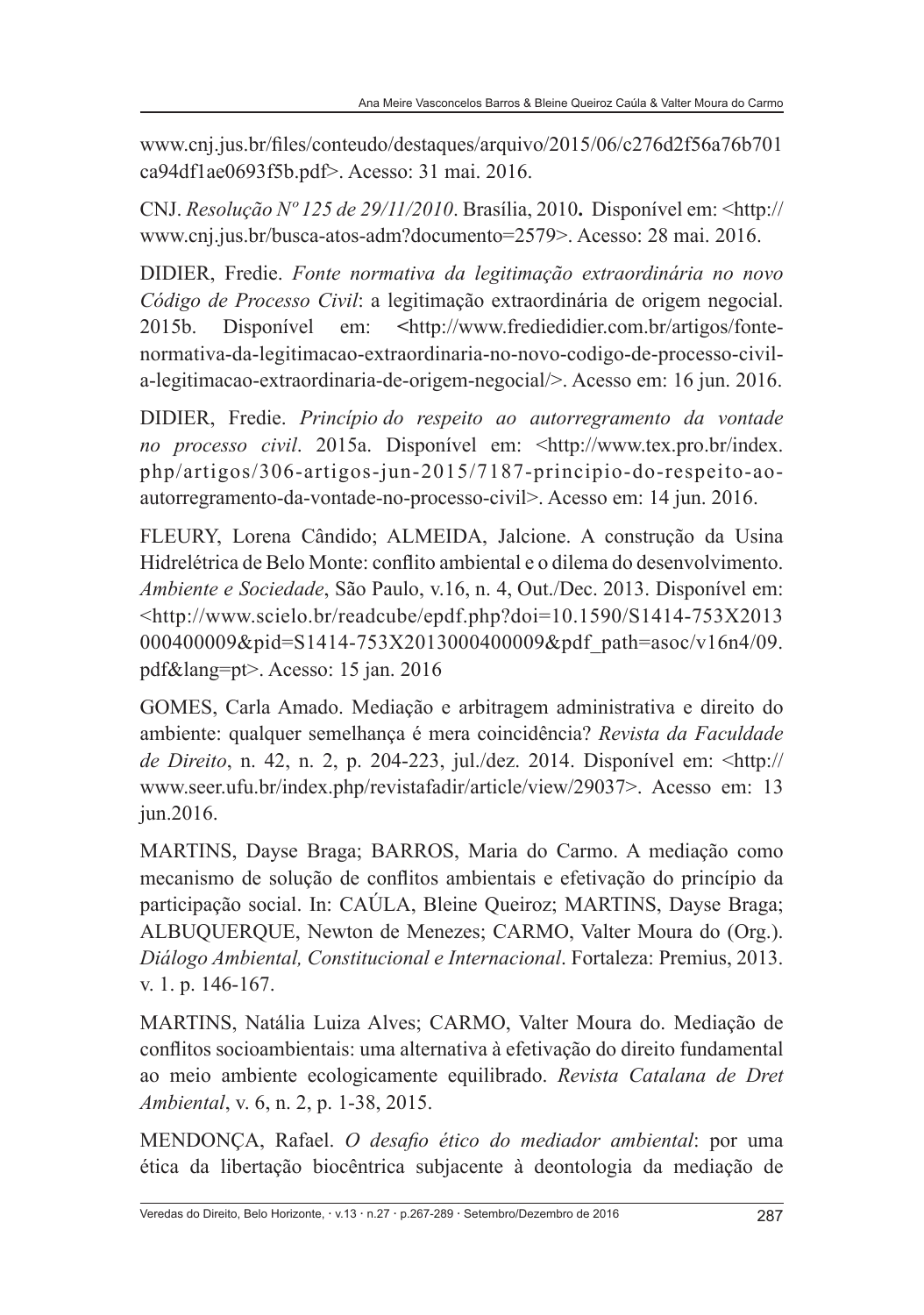www.cnj.jus.br/files/conteudo/destaques/arquivo/2015/06/c276d2f56a76b701ca94df1ae0693f5b.pdf>. Acesso: 31 mai. 2016.

CNJ. *Resolução Nº 125 de 29/11/2010*. Brasília, 2010**.** Disponível em: <http://www.cnj.jus.br/busca-atos-adm?documento=2579>. Acesso: 28 mai. 2016.

DIDIER, Fredie. *Fonte normativa da legitimação extraordinária no novo Código de Processo Civil*: a legitimação extraordinária de origem negocial. 2015b. Disponível em: **<**http://www.frediedidier.com.br/artigos/fonte-normativa-da-legitimacao-extraordinaria-no-novo-codigo-de-processo-civil-a-legitimacao-extraordinaria-de-origem-negocial/>. Acesso em: 16 jun. 2016.

DIDIER, Fredie. *Princípio do respeito ao autorregramento da vontade no processo civil*. 2015a. Disponível em: <http://www.tex.pro.br/index.php/artigos/306-artigos-jun-2015/7187-principio-do-respeito-ao-autorregramento-da-vontade-no-processo-civil>. Acesso em: 14 jun. 2016.

FLEURY, Lorena Cândido; ALMEIDA, Jalcione. A construção da Usina Hidrelétrica de Belo Monte: conflito ambiental e o dilema do desenvolvimento. *Ambiente e Sociedade*, São Paulo, v.16, n. 4, Out./Dec. 2013. Disponível em: <http://www.scielo.br/readcube/epdf.php?doi=10.1590/S1414-753X2013000400009&pid=S1414-753X2013000400009&pdf_path=asoc/v16n4/09.pdf&lang=pt>. Acesso: 15 jan. 2016

GOMES, Carla Amado. Mediação e arbitragem administrativa e direito do ambiente: qualquer semelhança é mera coincidência? *Revista da Faculdade de Direito*, n. 42, n. 2, p. 204-223, jul./dez. 2014. Disponível em: <http://www.seer.ufu.br/index.php/revistafadir/article/view/29037>. Acesso em: 13 jun.2016.

MARTINS, Dayse Braga; BARROS, Maria do Carmo. A mediação como mecanismo de solução de conflitos ambientais e efetivação do princípio da participação social. In: CAÚLA, Bleine Queiroz; MARTINS, Dayse Braga; ALBUQUERQUE, Newton de Menezes; CARMO, Valter Moura do (Org.). *Diálogo Ambiental, Constitucional e Internacional*. Fortaleza: Premius, 2013. v. 1. p. 146-167.

MARTINS, Natália Luiza Alves; CARMO, Valter Moura do. Mediação de conflitos socioambientais: uma alternativa à efetivação do direito fundamental ao meio ambiente ecologicamente equilibrado. *Revista Catalana de Dret Ambiental*, v. 6, n. 2, p. 1-38, 2015.

MENDONÇA, Rafael. *O desafio ético do mediador ambiental*: por uma ética da libertação biocêntrica subjacente à deontologia da mediação de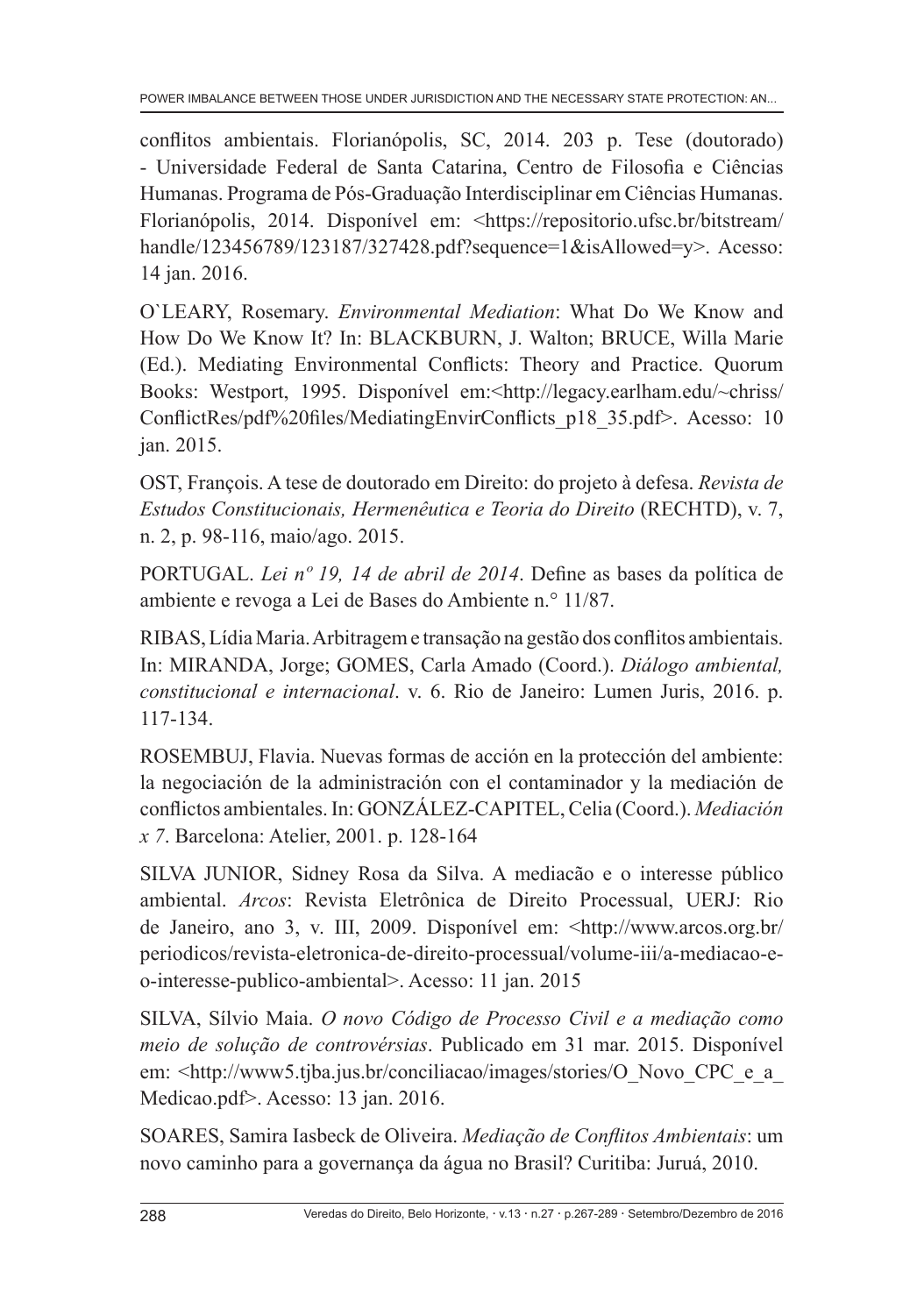conflitos ambientais. Florianópolis, SC, 2014. 203 p. Tese (doutorado) - Universidade Federal de Santa Catarina, Centro de Filosofia e Ciências Humanas. Programa de Pós-Graduação Interdisciplinar em Ciências Humanas. Florianópolis, 2014. Disponível em: <https://repositorio.ufsc.br/bitstream/handle/123456789/123187/327428.pdf?sequence=1&isAllowed=y>. Acesso: 14 jan. 2016.

O`LEARY, Rosemary. *Environmental Mediation*: What Do We Know and How Do We Know It? In: BLACKBURN, J. Walton; BRUCE, Willa Marie (Ed.). Mediating Environmental Conflicts: Theory and Practice. Quorum Books: Westport, 1995. Disponível em:<http://legacy.earlham.edu/~chriss/ConflictRes/pdf%20files/MediatingEnvirConflicts_p18_35.pdf>. Acesso: 10 jan. 2015.

OST, François. A tese de doutorado em Direito: do projeto à defesa. *Revista de Estudos Constitucionais, Hermenêutica e Teoria do Direito* (RECHTD), v. 7, n. 2, p. 98-116, maio/ago. 2015.

PORTUGAL. *Lei nº 19, 14 de abril de 2014*. Define as bases da política de ambiente e revoga a Lei de Bases do Ambiente n.° 11/87.

RIBAS, Lídia Maria. Arbitragem e transação na gestão dos conflitos ambientais. In: MIRANDA, Jorge; GOMES, Carla Amado (Coord.). *Diálogo ambiental, constitucional e internacional*. v. 6. Rio de Janeiro: Lumen Juris, 2016. p. 117-134.

ROSEMBUJ, Flavia. Nuevas formas de acción en la protección del ambiente: la negociación de la administración con el contaminador y la mediación de conflictos ambientales. In: GONZÁLEZ-CAPITEL, Celia (Coord.). *Mediación x 7*. Barcelona: Atelier, 2001. p. 128-164

SILVA JUNIOR, Sidney Rosa da Silva. A mediacão e o interesse público ambiental. *Arcos*: Revista Eletrônica de Direito Processual, UERJ: Rio de Janeiro, ano 3, v. III, 2009. Disponível em: <http://www.arcos.org.br/periodicos/revista-eletronica-de-direito-processual/volume-iii/a-mediacao-e-o-interesse-publico-ambiental>. Acesso: 11 jan. 2015

SILVA, Sílvio Maia. *O novo Código de Processo Civil e a mediação como meio de solução de controvérsias*. Publicado em 31 mar. 2015. Disponível em: <http://www5.tjba.jus.br/conciliacao/images/stories/O_Novo_CPC_e_a_Medicao.pdf>. Acesso: 13 jan. 2016.

SOARES, Samira Iasbeck de Oliveira. *Mediação de Conflitos Ambientais*: um novo caminho para a governança da água no Brasil? Curitiba: Juruá, 2010.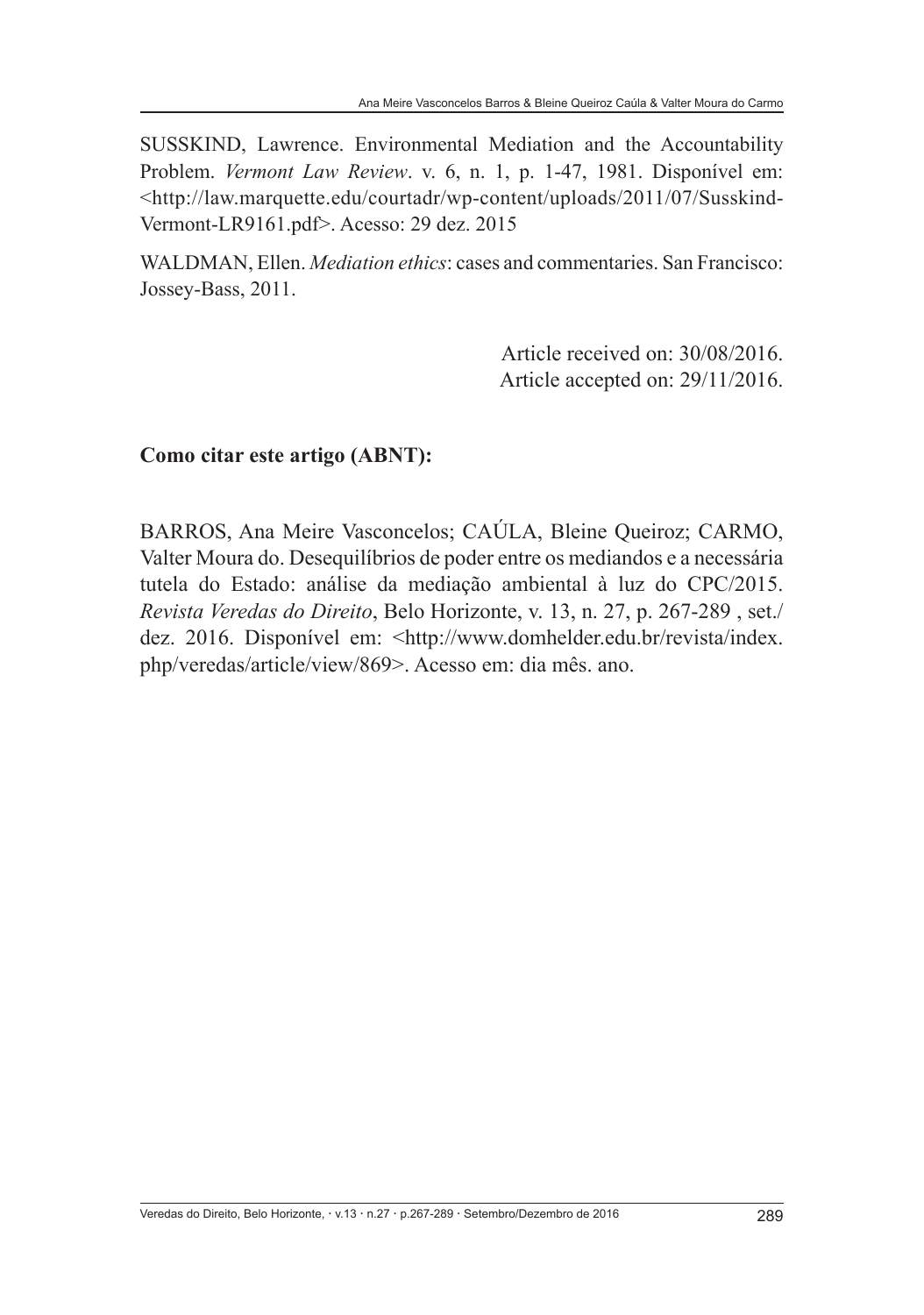SUSSKIND, Lawrence. Environmental Mediation and the Accountability Problem. *Vermont Law Review*. v. 6, n. 1, p. 1-47, 1981. Disponível em: <http://law.marquette.edu/courtadr/wp-content/uploads/2011/07/Susskind-Vermont-LR9161.pdf>. Acesso: 29 dez. 2015

WALDMAN, Ellen. *Mediation ethics*: cases and commentaries. San Francisco: Jossey-Bass, 2011.

Article received on: 30/08/2016.
Article accepted on: 29/11/2016.

**Como citar este artigo (ABNT):**

BARROS, Ana Meire Vasconcelos; CAÚLA, Bleine Queiroz; CARMO, Valter Moura do. Desequilíbrios de poder entre os mediandos e a necessária tutela do Estado: análise da mediação ambiental à luz do CPC/2015. *Revista Veredas do Direito*, Belo Horizonte, v. 13, n. 27, p. 267-289 , set./dez. 2016. Disponível em: <http://www.domhelder.edu.br/revista/index.php/veredas/article/view/869>. Acesso em: dia mês. ano.